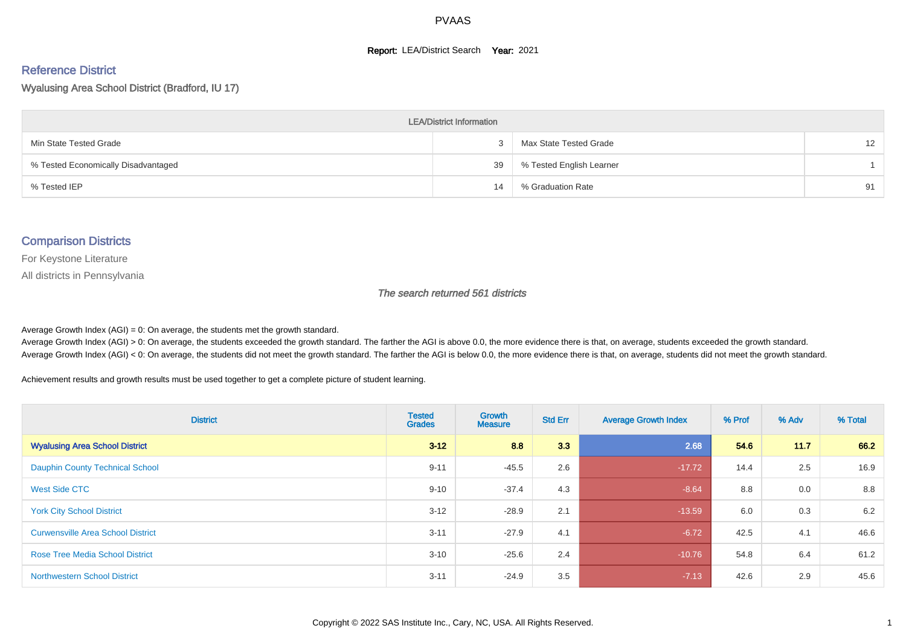# PVAAS

**Report:** LEA/District Search **Year:** 2021

## Reference District

Wyalusing Area School District (Bradford, IU 17)

| LEA/District Information | | | |
|---|---|---|---|
| Min State Tested Grade | 3 | Max State Tested Grade | 12 |
| % Tested Economically Disadvantaged | 39 | % Tested English Learner | 1 |
| % Tested IEP | 14 | % Graduation Rate | 91 |

## Comparison Districts

For Keystone Literature

All districts in Pennsylvania

*The search returned 561 districts*

Average Growth Index (AGI) = 0: On average, the students met the growth standard.
Average Growth Index (AGI) > 0: On average, the students exceeded the growth standard. The farther the AGI is above 0.0, the more evidence there is that, on average, students exceeded the growth standard.
Average Growth Index (AGI) < 0: On average, the students did not meet the growth standard. The farther the AGI is below 0.0, the more evidence there is that, on average, students did not meet the growth standard.

Achievement results and growth results must be used together to get a complete picture of student learning.

| District | Tested Grades | Growth Measure | Std Err | Average Growth Index | % Prof | % Adv | % Total |
|---|---|---|---|---|---|---|---|
| **Wyalusing Area School District** | **3-12** | **8.8** | **3.3** | **2.68** | **54.6** | **11.7** | **66.2** |
| Dauphin County Technical School | 9-11 | -45.5 | 2.6 | -17.72 | 14.4 | 2.5 | 16.9 |
| West Side CTC | 9-10 | -37.4 | 4.3 | -8.64 | 8.8 | 0.0 | 8.8 |
| York City School District | 3-12 | -28.9 | 2.1 | -13.59 | 6.0 | 0.3 | 6.2 |
| Curwensville Area School District | 3-11 | -27.9 | 4.1 | -6.72 | 42.5 | 4.1 | 46.6 |
| Rose Tree Media School District | 3-10 | -25.6 | 2.4 | -10.76 | 54.8 | 6.4 | 61.2 |
| Northwestern School District | 3-11 | -24.9 | 3.5 | -7.13 | 42.6 | 2.9 | 45.6 |

Copyright © 2022 SAS Institute Inc., Cary, NC, USA. All Rights Reserved.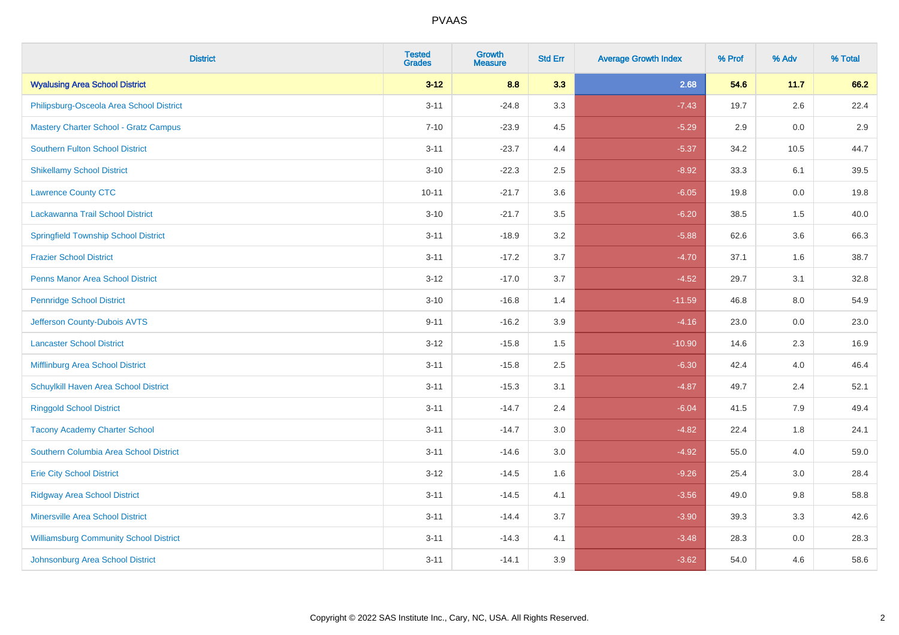# PVAAS

| District | Tested Grades | Growth Measure | Std Err | Average Growth Index | % Prof | % Adv | % Total |
|---|---|---|---|---|---|---|---|
| **Wyalusing Area School District** | **3-12** | **8.8** | **3.3** | **2.68** | **54.6** | **11.7** | **66.2** |
| Philipsburg-Osceola Area School District | 3-11 | -24.8 | 3.3 | -7.43 | 19.7 | 2.6 | 22.4 |
| Mastery Charter School - Gratz Campus | 7-10 | -23.9 | 4.5 | -5.29 | 2.9 | 0.0 | 2.9 |
| Southern Fulton School District | 3-11 | -23.7 | 4.4 | -5.37 | 34.2 | 10.5 | 44.7 |
| Shikellamy School District | 3-10 | -22.3 | 2.5 | -8.92 | 33.3 | 6.1 | 39.5 |
| Lawrence County CTC | 10-11 | -21.7 | 3.6 | -6.05 | 19.8 | 0.0 | 19.8 |
| Lackawanna Trail School District | 3-10 | -21.7 | 3.5 | -6.20 | 38.5 | 1.5 | 40.0 |
| Springfield Township School District | 3-11 | -18.9 | 3.2 | -5.88 | 62.6 | 3.6 | 66.3 |
| Frazier School District | 3-11 | -17.2 | 3.7 | -4.70 | 37.1 | 1.6 | 38.7 |
| Penns Manor Area School District | 3-12 | -17.0 | 3.7 | -4.52 | 29.7 | 3.1 | 32.8 |
| Pennridge School District | 3-10 | -16.8 | 1.4 | -11.59 | 46.8 | 8.0 | 54.9 |
| Jefferson County-Dubois AVTS | 9-11 | -16.2 | 3.9 | -4.16 | 23.0 | 0.0 | 23.0 |
| Lancaster School District | 3-12 | -15.8 | 1.5 | -10.90 | 14.6 | 2.3 | 16.9 |
| Mifflinburg Area School District | 3-11 | -15.8 | 2.5 | -6.30 | 42.4 | 4.0 | 46.4 |
| Schuylkill Haven Area School District | 3-11 | -15.3 | 3.1 | -4.87 | 49.7 | 2.4 | 52.1 |
| Ringgold School District | 3-11 | -14.7 | 2.4 | -6.04 | 41.5 | 7.9 | 49.4 |
| Tacony Academy Charter School | 3-11 | -14.7 | 3.0 | -4.82 | 22.4 | 1.8 | 24.1 |
| Southern Columbia Area School District | 3-11 | -14.6 | 3.0 | -4.92 | 55.0 | 4.0 | 59.0 |
| Erie City School District | 3-12 | -14.5 | 1.6 | -9.26 | 25.4 | 3.0 | 28.4 |
| Ridgway Area School District | 3-11 | -14.5 | 4.1 | -3.56 | 49.0 | 9.8 | 58.8 |
| Minersville Area School District | 3-11 | -14.4 | 3.7 | -3.90 | 39.3 | 3.3 | 42.6 |
| Williamsburg Community School District | 3-11 | -14.3 | 4.1 | -3.48 | 28.3 | 0.0 | 28.3 |
| Johnsonburg Area School District | 3-11 | -14.1 | 3.9 | -3.62 | 54.0 | 4.6 | 58.6 |

Copyright © 2022 SAS Institute Inc., Cary, NC, USA. All Rights Reserved.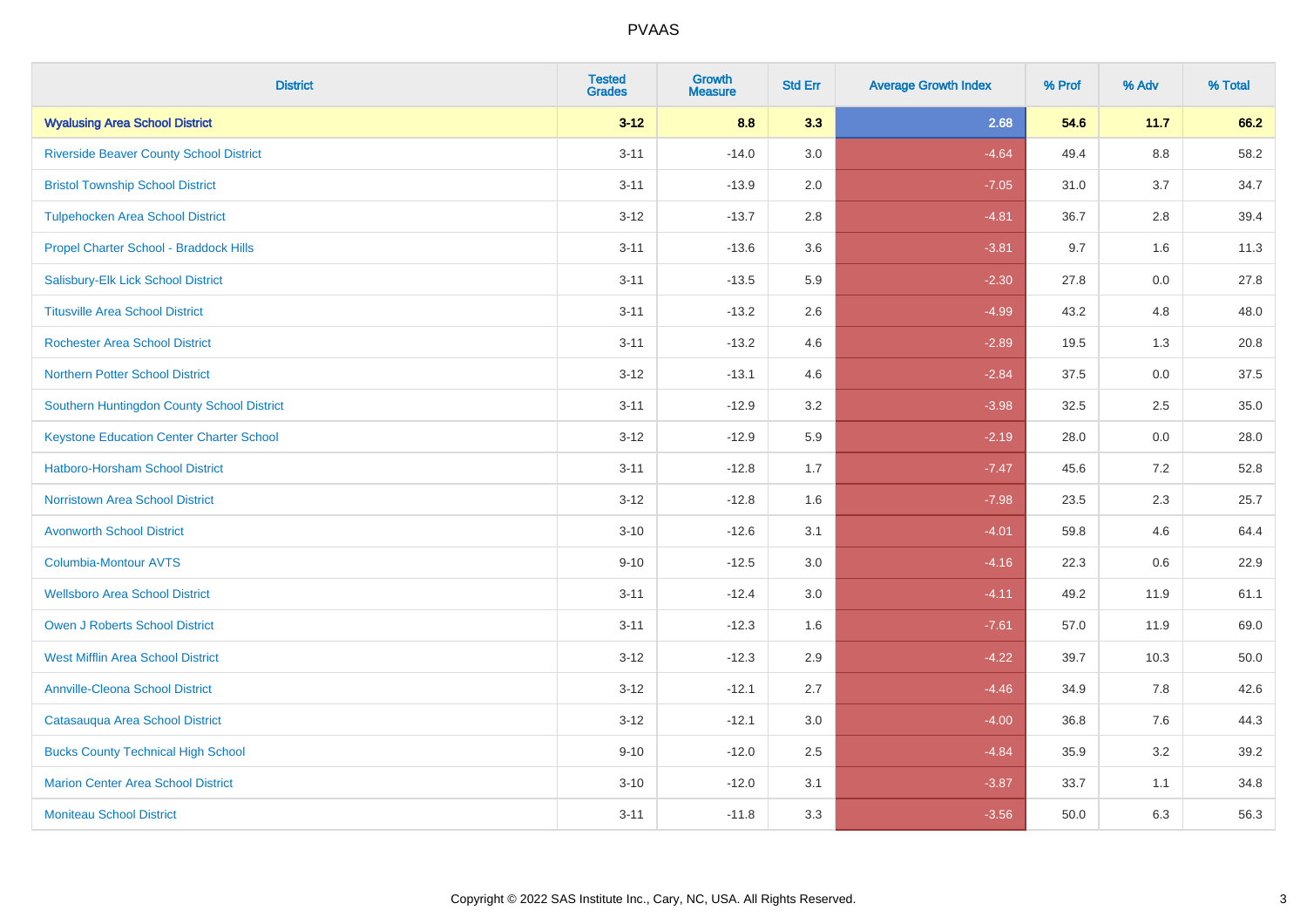# PVAAS

| District | Tested Grades | Growth Measure | Std Err | Average Growth Index | % Prof | % Adv | % Total |
|---|---|---|---|---|---|---|---|
| **Wyalusing Area School District** | **3-12** | **8.8** | **3.3** | **2.68** | **54.6** | **11.7** | **66.2** |
| Riverside Beaver County School District | 3-11 | -14.0 | 3.0 | -4.64 | 49.4 | 8.8 | 58.2 |
| Bristol Township School District | 3-11 | -13.9 | 2.0 | -7.05 | 31.0 | 3.7 | 34.7 |
| Tulpehocken Area School District | 3-12 | -13.7 | 2.8 | -4.81 | 36.7 | 2.8 | 39.4 |
| Propel Charter School - Braddock Hills | 3-11 | -13.6 | 3.6 | -3.81 | 9.7 | 1.6 | 11.3 |
| Salisbury-Elk Lick School District | 3-11 | -13.5 | 5.9 | -2.30 | 27.8 | 0.0 | 27.8 |
| Titusville Area School District | 3-11 | -13.2 | 2.6 | -4.99 | 43.2 | 4.8 | 48.0 |
| Rochester Area School District | 3-11 | -13.2 | 4.6 | -2.89 | 19.5 | 1.3 | 20.8 |
| Northern Potter School District | 3-12 | -13.1 | 4.6 | -2.84 | 37.5 | 0.0 | 37.5 |
| Southern Huntingdon County School District | 3-11 | -12.9 | 3.2 | -3.98 | 32.5 | 2.5 | 35.0 |
| Keystone Education Center Charter School | 3-12 | -12.9 | 5.9 | -2.19 | 28.0 | 0.0 | 28.0 |
| Hatboro-Horsham School District | 3-11 | -12.8 | 1.7 | -7.47 | 45.6 | 7.2 | 52.8 |
| Norristown Area School District | 3-12 | -12.8 | 1.6 | -7.98 | 23.5 | 2.3 | 25.7 |
| Avonworth School District | 3-10 | -12.6 | 3.1 | -4.01 | 59.8 | 4.6 | 64.4 |
| Columbia-Montour AVTS | 9-10 | -12.5 | 3.0 | -4.16 | 22.3 | 0.6 | 22.9 |
| Wellsboro Area School District | 3-11 | -12.4 | 3.0 | -4.11 | 49.2 | 11.9 | 61.1 |
| Owen J Roberts School District | 3-11 | -12.3 | 1.6 | -7.61 | 57.0 | 11.9 | 69.0 |
| West Mifflin Area School District | 3-12 | -12.3 | 2.9 | -4.22 | 39.7 | 10.3 | 50.0 |
| Annville-Cleona School District | 3-12 | -12.1 | 2.7 | -4.46 | 34.9 | 7.8 | 42.6 |
| Catasauqua Area School District | 3-12 | -12.1 | 3.0 | -4.00 | 36.8 | 7.6 | 44.3 |
| Bucks County Technical High School | 9-10 | -12.0 | 2.5 | -4.84 | 35.9 | 3.2 | 39.2 |
| Marion Center Area School District | 3-10 | -12.0 | 3.1 | -3.87 | 33.7 | 1.1 | 34.8 |
| Moniteau School District | 3-11 | -11.8 | 3.3 | -3.56 | 50.0 | 6.3 | 56.3 |

Copyright © 2022 SAS Institute Inc., Cary, NC, USA. All Rights Reserved.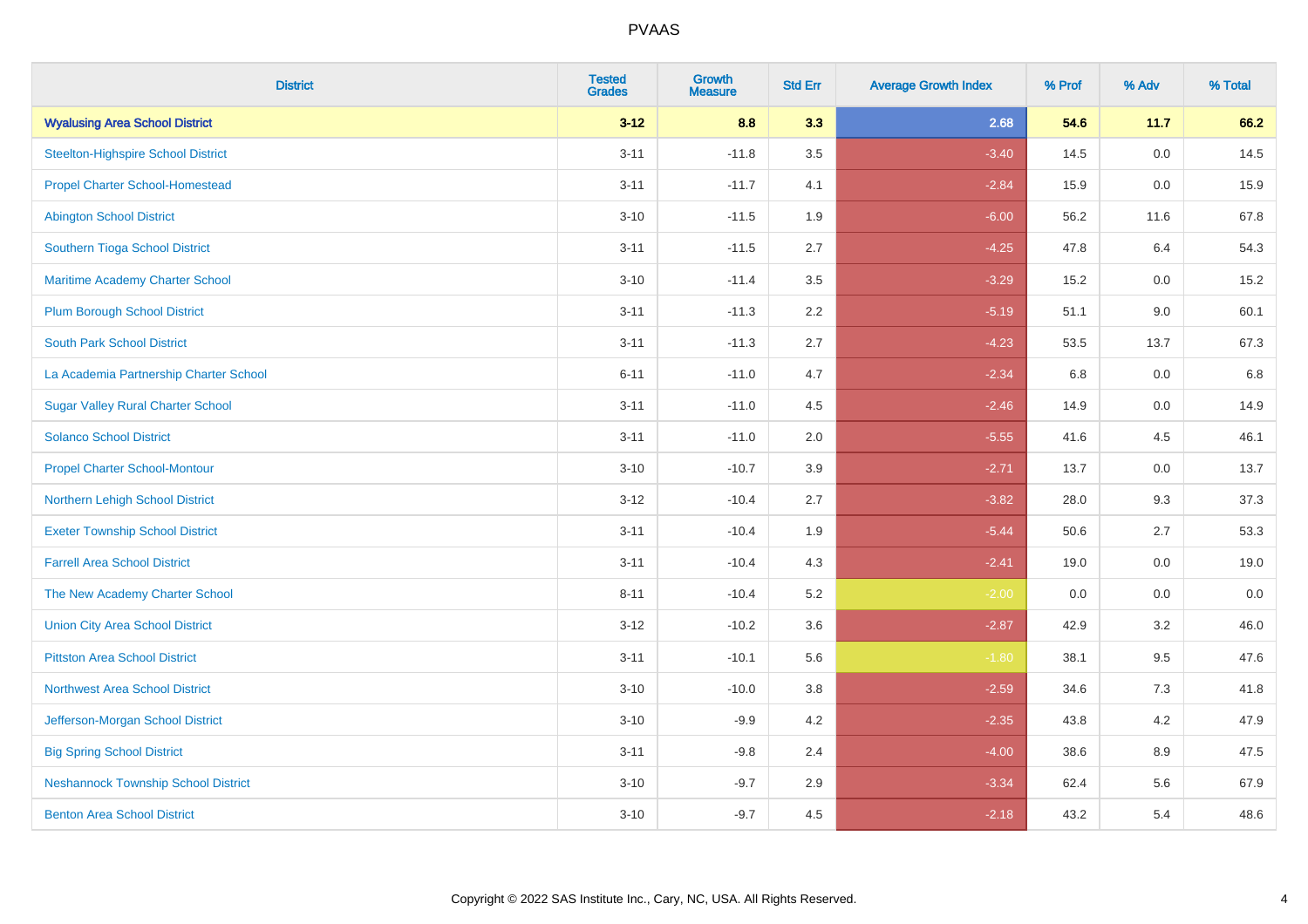| District | Tested Grades | Growth Measure | Std Err | Average Growth Index | % Prof | % Adv | % Total |
|---|---|---|---|---|---|---|---|
| **Wyalusing Area School District** | **3-12** | **8.8** | **3.3** | **2.68** | **54.6** | **11.7** | **66.2** |
| Steelton-Highspire School District | 3-11 | -11.8 | 3.5 | -3.40 | 14.5 | 0.0 | 14.5 |
| Propel Charter School-Homestead | 3-11 | -11.7 | 4.1 | -2.84 | 15.9 | 0.0 | 15.9 |
| Abington School District | 3-10 | -11.5 | 1.9 | -6.00 | 56.2 | 11.6 | 67.8 |
| Southern Tioga School District | 3-11 | -11.5 | 2.7 | -4.25 | 47.8 | 6.4 | 54.3 |
| Maritime Academy Charter School | 3-10 | -11.4 | 3.5 | -3.29 | 15.2 | 0.0 | 15.2 |
| Plum Borough School District | 3-11 | -11.3 | 2.2 | -5.19 | 51.1 | 9.0 | 60.1 |
| South Park School District | 3-11 | -11.3 | 2.7 | -4.23 | 53.5 | 13.7 | 67.3 |
| La Academia Partnership Charter School | 6-11 | -11.0 | 4.7 | -2.34 | 6.8 | 0.0 | 6.8 |
| Sugar Valley Rural Charter School | 3-11 | -11.0 | 4.5 | -2.46 | 14.9 | 0.0 | 14.9 |
| Solanco School District | 3-11 | -11.0 | 2.0 | -5.55 | 41.6 | 4.5 | 46.1 |
| Propel Charter School-Montour | 3-10 | -10.7 | 3.9 | -2.71 | 13.7 | 0.0 | 13.7 |
| Northern Lehigh School District | 3-12 | -10.4 | 2.7 | -3.82 | 28.0 | 9.3 | 37.3 |
| Exeter Township School District | 3-11 | -10.4 | 1.9 | -5.44 | 50.6 | 2.7 | 53.3 |
| Farrell Area School District | 3-11 | -10.4 | 4.3 | -2.41 | 19.0 | 0.0 | 19.0 |
| The New Academy Charter School | 8-11 | -10.4 | 5.2 | -2.00 | 0.0 | 0.0 | 0.0 |
| Union City Area School District | 3-12 | -10.2 | 3.6 | -2.87 | 42.9 | 3.2 | 46.0 |
| Pittston Area School District | 3-11 | -10.1 | 5.6 | -1.80 | 38.1 | 9.5 | 47.6 |
| Northwest Area School District | 3-10 | -10.0 | 3.8 | -2.59 | 34.6 | 7.3 | 41.8 |
| Jefferson-Morgan School District | 3-10 | -9.9 | 4.2 | -2.35 | 43.8 | 4.2 | 47.9 |
| Big Spring School District | 3-11 | -9.8 | 2.4 | -4.00 | 38.6 | 8.9 | 47.5 |
| Neshannock Township School District | 3-10 | -9.7 | 2.9 | -3.34 | 62.4 | 5.6 | 67.9 |
| Benton Area School District | 3-10 | -9.7 | 4.5 | -2.18 | 43.2 | 5.4 | 48.6 |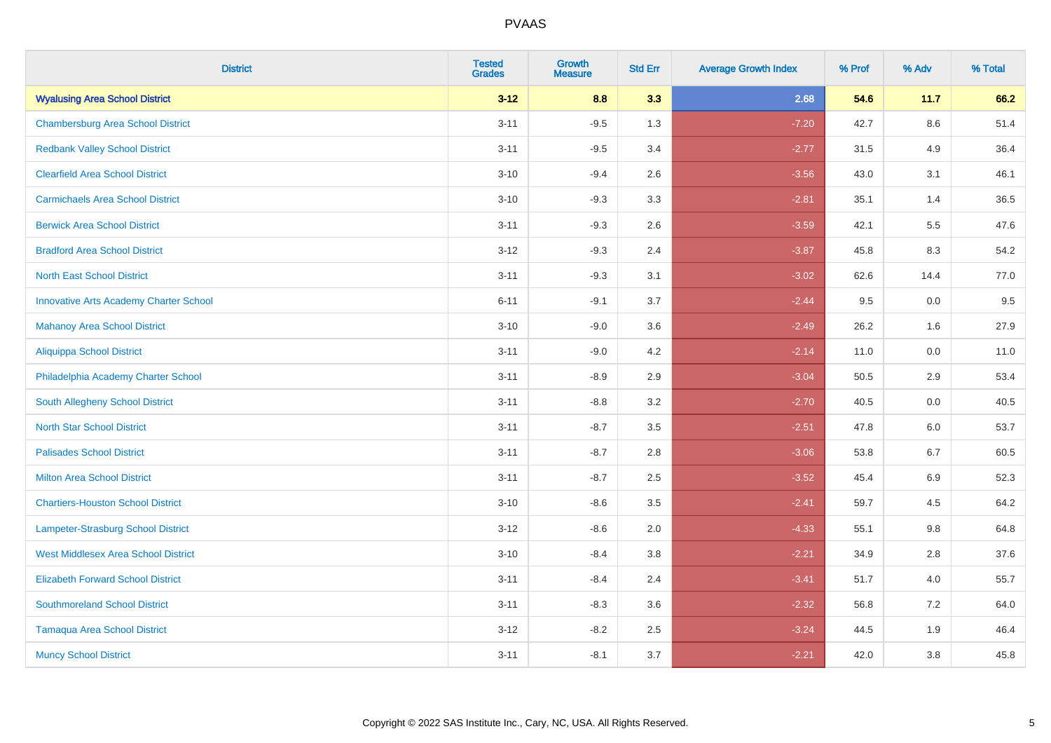PVAAS

| District | Tested Grades | Growth Measure | Std Err | Average Growth Index | % Prof | % Adv | % Total |
|---|---|---|---|---|---|---|---|
| **Wyalusing Area School District** | **3-12** | **8.8** | **3.3** | **2.68** | **54.6** | **11.7** | **66.2** |
| Chambersburg Area School District | 3-11 | -9.5 | 1.3 | -7.20 | 42.7 | 8.6 | 51.4 |
| Redbank Valley School District | 3-11 | -9.5 | 3.4 | -2.77 | 31.5 | 4.9 | 36.4 |
| Clearfield Area School District | 3-10 | -9.4 | 2.6 | -3.56 | 43.0 | 3.1 | 46.1 |
| Carmichaels Area School District | 3-10 | -9.3 | 3.3 | -2.81 | 35.1 | 1.4 | 36.5 |
| Berwick Area School District | 3-11 | -9.3 | 2.6 | -3.59 | 42.1 | 5.5 | 47.6 |
| Bradford Area School District | 3-12 | -9.3 | 2.4 | -3.87 | 45.8 | 8.3 | 54.2 |
| North East School District | 3-11 | -9.3 | 3.1 | -3.02 | 62.6 | 14.4 | 77.0 |
| Innovative Arts Academy Charter School | 6-11 | -9.1 | 3.7 | -2.44 | 9.5 | 0.0 | 9.5 |
| Mahanoy Area School District | 3-10 | -9.0 | 3.6 | -2.49 | 26.2 | 1.6 | 27.9 |
| Aliquippa School District | 3-11 | -9.0 | 4.2 | -2.14 | 11.0 | 0.0 | 11.0 |
| Philadelphia Academy Charter School | 3-11 | -8.9 | 2.9 | -3.04 | 50.5 | 2.9 | 53.4 |
| South Allegheny School District | 3-11 | -8.8 | 3.2 | -2.70 | 40.5 | 0.0 | 40.5 |
| North Star School District | 3-11 | -8.7 | 3.5 | -2.51 | 47.8 | 6.0 | 53.7 |
| Palisades School District | 3-11 | -8.7 | 2.8 | -3.06 | 53.8 | 6.7 | 60.5 |
| Milton Area School District | 3-11 | -8.7 | 2.5 | -3.52 | 45.4 | 6.9 | 52.3 |
| Chartiers-Houston School District | 3-10 | -8.6 | 3.5 | -2.41 | 59.7 | 4.5 | 64.2 |
| Lampeter-Strasburg School District | 3-12 | -8.6 | 2.0 | -4.33 | 55.1 | 9.8 | 64.8 |
| West Middlesex Area School District | 3-10 | -8.4 | 3.8 | -2.21 | 34.9 | 2.8 | 37.6 |
| Elizabeth Forward School District | 3-11 | -8.4 | 2.4 | -3.41 | 51.7 | 4.0 | 55.7 |
| Southmoreland School District | 3-11 | -8.3 | 3.6 | -2.32 | 56.8 | 7.2 | 64.0 |
| Tamaqua Area School District | 3-12 | -8.2 | 2.5 | -3.24 | 44.5 | 1.9 | 46.4 |
| Muncy School District | 3-11 | -8.1 | 3.7 | -2.21 | 42.0 | 3.8 | 45.8 |

Copyright © 2022 SAS Institute Inc., Cary, NC, USA. All Rights Reserved.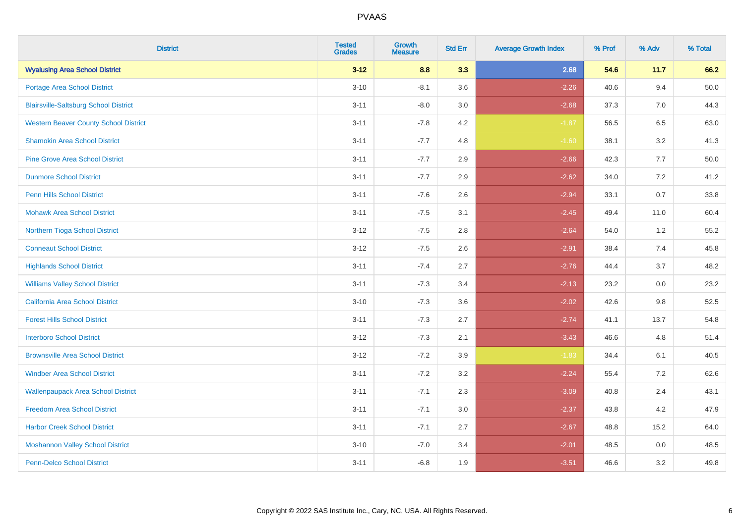| District | Tested Grades | Growth Measure | Std Err | Average Growth Index | % Prof | % Adv | % Total |
|---|---|---|---|---|---|---|---|
| **Wyalusing Area School District** | **3-12** | **8.8** | **3.3** | **2.68** | **54.6** | **11.7** | **66.2** |
| Portage Area School District | 3-10 | -8.1 | 3.6 | -2.26 | 40.6 | 9.4 | 50.0 |
| Blairsville-Saltsburg School District | 3-11 | -8.0 | 3.0 | -2.68 | 37.3 | 7.0 | 44.3 |
| Western Beaver County School District | 3-11 | -7.8 | 4.2 | -1.87 | 56.5 | 6.5 | 63.0 |
| Shamokin Area School District | 3-11 | -7.7 | 4.8 | -1.60 | 38.1 | 3.2 | 41.3 |
| Pine Grove Area School District | 3-11 | -7.7 | 2.9 | -2.66 | 42.3 | 7.7 | 50.0 |
| Dunmore School District | 3-11 | -7.7 | 2.9 | -2.62 | 34.0 | 7.2 | 41.2 |
| Penn Hills School District | 3-11 | -7.6 | 2.6 | -2.94 | 33.1 | 0.7 | 33.8 |
| Mohawk Area School District | 3-11 | -7.5 | 3.1 | -2.45 | 49.4 | 11.0 | 60.4 |
| Northern Tioga School District | 3-12 | -7.5 | 2.8 | -2.64 | 54.0 | 1.2 | 55.2 |
| Conneaut School District | 3-12 | -7.5 | 2.6 | -2.91 | 38.4 | 7.4 | 45.8 |
| Highlands School District | 3-11 | -7.4 | 2.7 | -2.76 | 44.4 | 3.7 | 48.2 |
| Williams Valley School District | 3-11 | -7.3 | 3.4 | -2.13 | 23.2 | 0.0 | 23.2 |
| California Area School District | 3-10 | -7.3 | 3.6 | -2.02 | 42.6 | 9.8 | 52.5 |
| Forest Hills School District | 3-11 | -7.3 | 2.7 | -2.74 | 41.1 | 13.7 | 54.8 |
| Interboro School District | 3-12 | -7.3 | 2.1 | -3.43 | 46.6 | 4.8 | 51.4 |
| Brownsville Area School District | 3-12 | -7.2 | 3.9 | -1.83 | 34.4 | 6.1 | 40.5 |
| Windber Area School District | 3-11 | -7.2 | 3.2 | -2.24 | 55.4 | 7.2 | 62.6 |
| Wallenpaupack Area School District | 3-11 | -7.1 | 2.3 | -3.09 | 40.8 | 2.4 | 43.1 |
| Freedom Area School District | 3-11 | -7.1 | 3.0 | -2.37 | 43.8 | 4.2 | 47.9 |
| Harbor Creek School District | 3-11 | -7.1 | 2.7 | -2.67 | 48.8 | 15.2 | 64.0 |
| Moshannon Valley School District | 3-10 | -7.0 | 3.4 | -2.01 | 48.5 | 0.0 | 48.5 |
| Penn-Delco School District | 3-11 | -6.8 | 1.9 | -3.51 | 46.6 | 3.2 | 49.8 |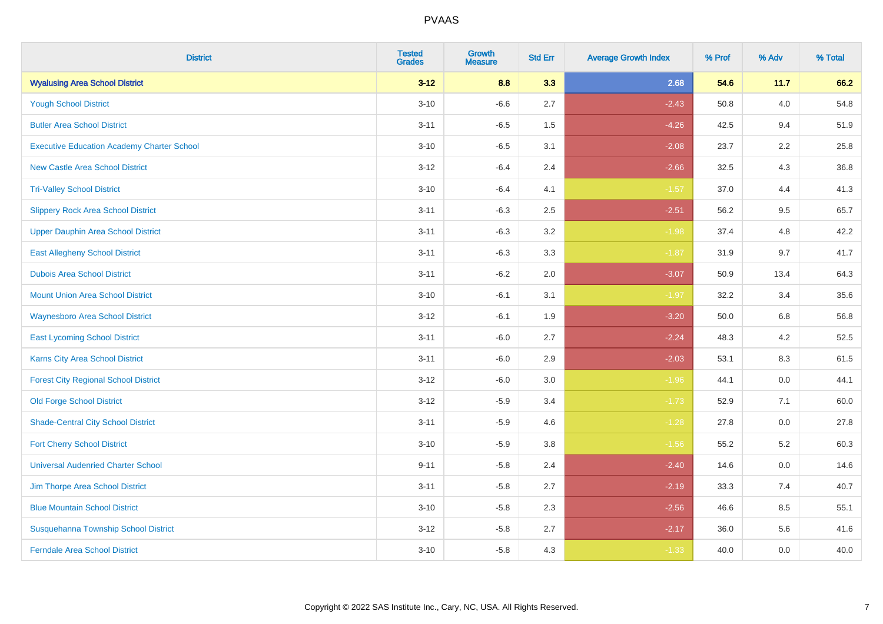# PVAAS

| District | Tested Grades | Growth Measure | Std Err | Average Growth Index | % Prof | % Adv | % Total |
|---|---|---|---|---|---|---|---|
| **Wyalusing Area School District** | **3-12** | **8.8** | **3.3** | **2.68** | **54.6** | **11.7** | **66.2** |
| Yough School District | 3-10 | -6.6 | 2.7 | -2.43 | 50.8 | 4.0 | 54.8 |
| Butler Area School District | 3-11 | -6.5 | 1.5 | -4.26 | 42.5 | 9.4 | 51.9 |
| Executive Education Academy Charter School | 3-10 | -6.5 | 3.1 | -2.08 | 23.7 | 2.2 | 25.8 |
| New Castle Area School District | 3-12 | -6.4 | 2.4 | -2.66 | 32.5 | 4.3 | 36.8 |
| Tri-Valley School District | 3-10 | -6.4 | 4.1 | -1.57 | 37.0 | 4.4 | 41.3 |
| Slippery Rock Area School District | 3-11 | -6.3 | 2.5 | -2.51 | 56.2 | 9.5 | 65.7 |
| Upper Dauphin Area School District | 3-11 | -6.3 | 3.2 | -1.98 | 37.4 | 4.8 | 42.2 |
| East Allegheny School District | 3-11 | -6.3 | 3.3 | -1.87 | 31.9 | 9.7 | 41.7 |
| Dubois Area School District | 3-11 | -6.2 | 2.0 | -3.07 | 50.9 | 13.4 | 64.3 |
| Mount Union Area School District | 3-10 | -6.1 | 3.1 | -1.97 | 32.2 | 3.4 | 35.6 |
| Waynesboro Area School District | 3-12 | -6.1 | 1.9 | -3.20 | 50.0 | 6.8 | 56.8 |
| East Lycoming School District | 3-11 | -6.0 | 2.7 | -2.24 | 48.3 | 4.2 | 52.5 |
| Karns City Area School District | 3-11 | -6.0 | 2.9 | -2.03 | 53.1 | 8.3 | 61.5 |
| Forest City Regional School District | 3-12 | -6.0 | 3.0 | -1.96 | 44.1 | 0.0 | 44.1 |
| Old Forge School District | 3-12 | -5.9 | 3.4 | -1.73 | 52.9 | 7.1 | 60.0 |
| Shade-Central City School District | 3-11 | -5.9 | 4.6 | -1.28 | 27.8 | 0.0 | 27.8 |
| Fort Cherry School District | 3-10 | -5.9 | 3.8 | -1.56 | 55.2 | 5.2 | 60.3 |
| Universal Audenried Charter School | 9-11 | -5.8 | 2.4 | -2.40 | 14.6 | 0.0 | 14.6 |
| Jim Thorpe Area School District | 3-11 | -5.8 | 2.7 | -2.19 | 33.3 | 7.4 | 40.7 |
| Blue Mountain School District | 3-10 | -5.8 | 2.3 | -2.56 | 46.6 | 8.5 | 55.1 |
| Susquehanna Township School District | 3-12 | -5.8 | 2.7 | -2.17 | 36.0 | 5.6 | 41.6 |
| Ferndale Area School District | 3-10 | -5.8 | 4.3 | -1.33 | 40.0 | 0.0 | 40.0 |

Copyright © 2022 SAS Institute Inc., Cary, NC, USA. All Rights Reserved.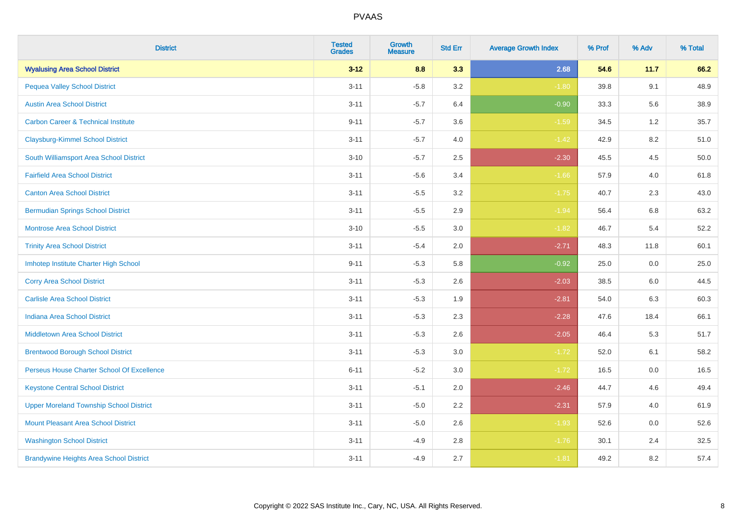PVAAS

| District | Tested Grades | Growth Measure | Std Err | Average Growth Index | % Prof | % Adv | % Total |
|---|---|---|---|---|---|---|---|
| **Wyalusing Area School District** | **3-12** | **8.8** | **3.3** | **2.68** | **54.6** | **11.7** | **66.2** |
| Pequea Valley School District | 3-11 | -5.8 | 3.2 | -1.80 | 39.8 | 9.1 | 48.9 |
| Austin Area School District | 3-11 | -5.7 | 6.4 | -0.90 | 33.3 | 5.6 | 38.9 |
| Carbon Career & Technical Institute | 9-11 | -5.7 | 3.6 | -1.59 | 34.5 | 1.2 | 35.7 |
| Claysburg-Kimmel School District | 3-11 | -5.7 | 4.0 | -1.42 | 42.9 | 8.2 | 51.0 |
| South Williamsport Area School District | 3-10 | -5.7 | 2.5 | -2.30 | 45.5 | 4.5 | 50.0 |
| Fairfield Area School District | 3-11 | -5.6 | 3.4 | -1.66 | 57.9 | 4.0 | 61.8 |
| Canton Area School District | 3-11 | -5.5 | 3.2 | -1.75 | 40.7 | 2.3 | 43.0 |
| Bermudian Springs School District | 3-11 | -5.5 | 2.9 | -1.94 | 56.4 | 6.8 | 63.2 |
| Montrose Area School District | 3-10 | -5.5 | 3.0 | -1.82 | 46.7 | 5.4 | 52.2 |
| Trinity Area School District | 3-11 | -5.4 | 2.0 | -2.71 | 48.3 | 11.8 | 60.1 |
| Imhotep Institute Charter High School | 9-11 | -5.3 | 5.8 | -0.92 | 25.0 | 0.0 | 25.0 |
| Corry Area School District | 3-11 | -5.3 | 2.6 | -2.03 | 38.5 | 6.0 | 44.5 |
| Carlisle Area School District | 3-11 | -5.3 | 1.9 | -2.81 | 54.0 | 6.3 | 60.3 |
| Indiana Area School District | 3-11 | -5.3 | 2.3 | -2.28 | 47.6 | 18.4 | 66.1 |
| Middletown Area School District | 3-11 | -5.3 | 2.6 | -2.05 | 46.4 | 5.3 | 51.7 |
| Brentwood Borough School District | 3-11 | -5.3 | 3.0 | -1.72 | 52.0 | 6.1 | 58.2 |
| Perseus House Charter School Of Excellence | 6-11 | -5.2 | 3.0 | -1.72 | 16.5 | 0.0 | 16.5 |
| Keystone Central School District | 3-11 | -5.1 | 2.0 | -2.46 | 44.7 | 4.6 | 49.4 |
| Upper Moreland Township School District | 3-11 | -5.0 | 2.2 | -2.31 | 57.9 | 4.0 | 61.9 |
| Mount Pleasant Area School District | 3-11 | -5.0 | 2.6 | -1.93 | 52.6 | 0.0 | 52.6 |
| Washington School District | 3-11 | -4.9 | 2.8 | -1.76 | 30.1 | 2.4 | 32.5 |
| Brandywine Heights Area School District | 3-11 | -4.9 | 2.7 | -1.81 | 49.2 | 8.2 | 57.4 |

Copyright © 2022 SAS Institute Inc., Cary, NC, USA. All Rights Reserved.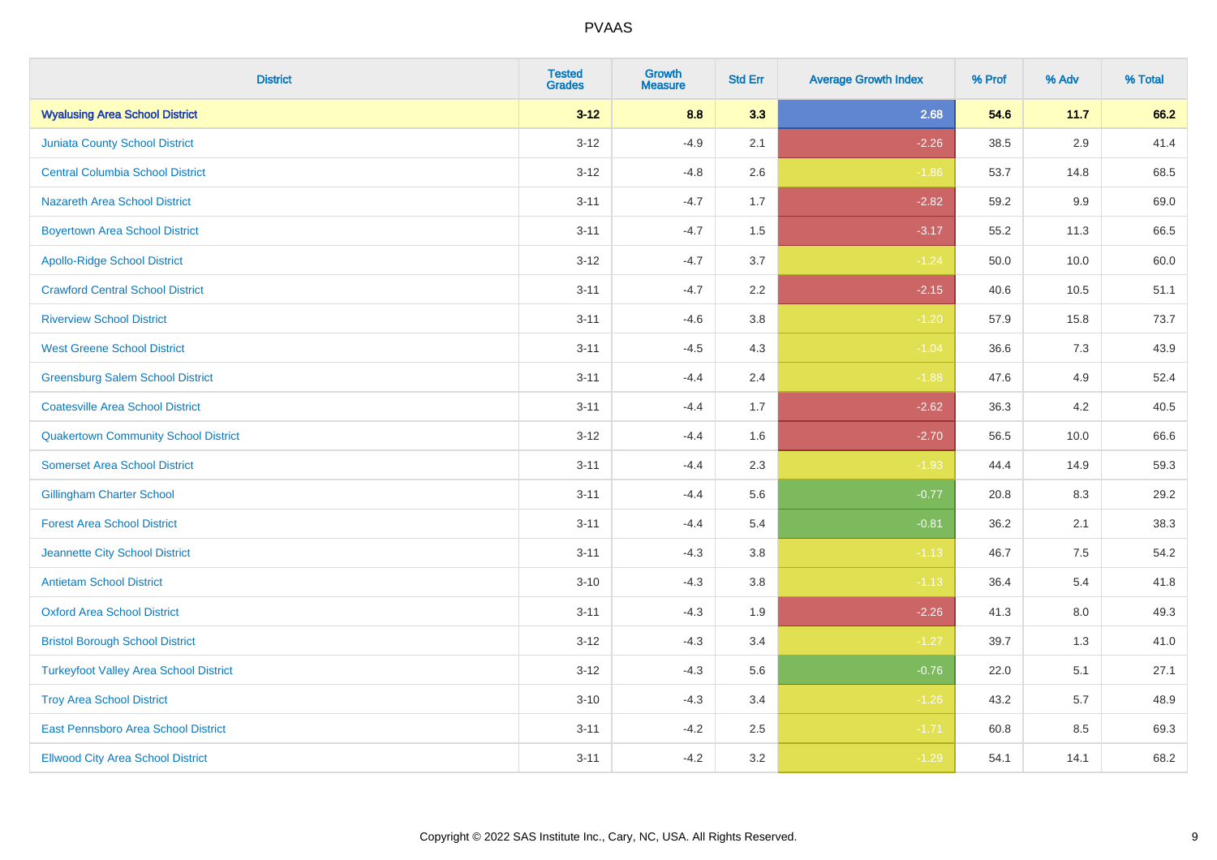| District | Tested Grades | Growth Measure | Std Err | Average Growth Index | % Prof | % Adv | % Total |
|---|---|---|---|---|---|---|---|
| **Wyalusing Area School District** | **3-12** | **8.8** | **3.3** | **2.68** | **54.6** | **11.7** | **66.2** |
| Juniata County School District | 3-12 | -4.9 | 2.1 | -2.26 | 38.5 | 2.9 | 41.4 |
| Central Columbia School District | 3-12 | -4.8 | 2.6 | -1.86 | 53.7 | 14.8 | 68.5 |
| Nazareth Area School District | 3-11 | -4.7 | 1.7 | -2.82 | 59.2 | 9.9 | 69.0 |
| Boyertown Area School District | 3-11 | -4.7 | 1.5 | -3.17 | 55.2 | 11.3 | 66.5 |
| Apollo-Ridge School District | 3-12 | -4.7 | 3.7 | -1.24 | 50.0 | 10.0 | 60.0 |
| Crawford Central School District | 3-11 | -4.7 | 2.2 | -2.15 | 40.6 | 10.5 | 51.1 |
| Riverview School District | 3-11 | -4.6 | 3.8 | -1.20 | 57.9 | 15.8 | 73.7 |
| West Greene School District | 3-11 | -4.5 | 4.3 | -1.04 | 36.6 | 7.3 | 43.9 |
| Greensburg Salem School District | 3-11 | -4.4 | 2.4 | -1.88 | 47.6 | 4.9 | 52.4 |
| Coatesville Area School District | 3-11 | -4.4 | 1.7 | -2.62 | 36.3 | 4.2 | 40.5 |
| Quakertown Community School District | 3-12 | -4.4 | 1.6 | -2.70 | 56.5 | 10.0 | 66.6 |
| Somerset Area School District | 3-11 | -4.4 | 2.3 | -1.93 | 44.4 | 14.9 | 59.3 |
| Gillingham Charter School | 3-11 | -4.4 | 5.6 | -0.77 | 20.8 | 8.3 | 29.2 |
| Forest Area School District | 3-11 | -4.4 | 5.4 | -0.81 | 36.2 | 2.1 | 38.3 |
| Jeannette City School District | 3-11 | -4.3 | 3.8 | -1.13 | 46.7 | 7.5 | 54.2 |
| Antietam School District | 3-10 | -4.3 | 3.8 | -1.13 | 36.4 | 5.4 | 41.8 |
| Oxford Area School District | 3-11 | -4.3 | 1.9 | -2.26 | 41.3 | 8.0 | 49.3 |
| Bristol Borough School District | 3-12 | -4.3 | 3.4 | -1.27 | 39.7 | 1.3 | 41.0 |
| Turkeyfoot Valley Area School District | 3-12 | -4.3 | 5.6 | -0.76 | 22.0 | 5.1 | 27.1 |
| Troy Area School District | 3-10 | -4.3 | 3.4 | -1.26 | 43.2 | 5.7 | 48.9 |
| East Pennsboro Area School District | 3-11 | -4.2 | 2.5 | -1.71 | 60.8 | 8.5 | 69.3 |
| Ellwood City Area School District | 3-11 | -4.2 | 3.2 | -1.29 | 54.1 | 14.1 | 68.2 |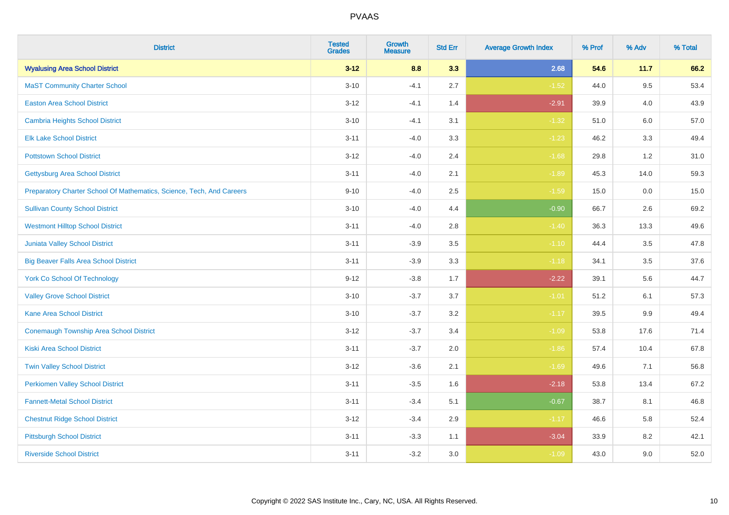PVAAS

| District | Tested Grades | Growth Measure | Std Err | Average Growth Index | % Prof | % Adv | % Total |
|---|---|---|---|---|---|---|---|
| **Wyalusing Area School District** | **3-12** | **8.8** | **3.3** | **2.68** | **54.6** | **11.7** | **66.2** |
| MaST Community Charter School | 3-10 | -4.1 | 2.7 | -1.52 | 44.0 | 9.5 | 53.4 |
| Easton Area School District | 3-12 | -4.1 | 1.4 | -2.91 | 39.9 | 4.0 | 43.9 |
| Cambria Heights School District | 3-10 | -4.1 | 3.1 | -1.32 | 51.0 | 6.0 | 57.0 |
| Elk Lake School District | 3-11 | -4.0 | 3.3 | -1.23 | 46.2 | 3.3 | 49.4 |
| Pottstown School District | 3-12 | -4.0 | 2.4 | -1.68 | 29.8 | 1.2 | 31.0 |
| Gettysburg Area School District | 3-11 | -4.0 | 2.1 | -1.89 | 45.3 | 14.0 | 59.3 |
| Preparatory Charter School Of Mathematics, Science, Tech, And Careers | 9-10 | -4.0 | 2.5 | -1.59 | 15.0 | 0.0 | 15.0 |
| Sullivan County School District | 3-10 | -4.0 | 4.4 | -0.90 | 66.7 | 2.6 | 69.2 |
| Westmont Hilltop School District | 3-11 | -4.0 | 2.8 | -1.40 | 36.3 | 13.3 | 49.6 |
| Juniata Valley School District | 3-11 | -3.9 | 3.5 | -1.10 | 44.4 | 3.5 | 47.8 |
| Big Beaver Falls Area School District | 3-11 | -3.9 | 3.3 | -1.18 | 34.1 | 3.5 | 37.6 |
| York Co School Of Technology | 9-12 | -3.8 | 1.7 | -2.22 | 39.1 | 5.6 | 44.7 |
| Valley Grove School District | 3-10 | -3.7 | 3.7 | -1.01 | 51.2 | 6.1 | 57.3 |
| Kane Area School District | 3-10 | -3.7 | 3.2 | -1.17 | 39.5 | 9.9 | 49.4 |
| Conemaugh Township Area School District | 3-12 | -3.7 | 3.4 | -1.09 | 53.8 | 17.6 | 71.4 |
| Kiski Area School District | 3-11 | -3.7 | 2.0 | -1.86 | 57.4 | 10.4 | 67.8 |
| Twin Valley School District | 3-12 | -3.6 | 2.1 | -1.69 | 49.6 | 7.1 | 56.8 |
| Perkiomen Valley School District | 3-11 | -3.5 | 1.6 | -2.18 | 53.8 | 13.4 | 67.2 |
| Fannett-Metal School District | 3-11 | -3.4 | 5.1 | -0.67 | 38.7 | 8.1 | 46.8 |
| Chestnut Ridge School District | 3-12 | -3.4 | 2.9 | -1.17 | 46.6 | 5.8 | 52.4 |
| Pittsburgh School District | 3-11 | -3.3 | 1.1 | -3.04 | 33.9 | 8.2 | 42.1 |
| Riverside School District | 3-11 | -3.2 | 3.0 | -1.09 | 43.0 | 9.0 | 52.0 |

Copyright © 2022 SAS Institute Inc., Cary, NC, USA. All Rights Reserved.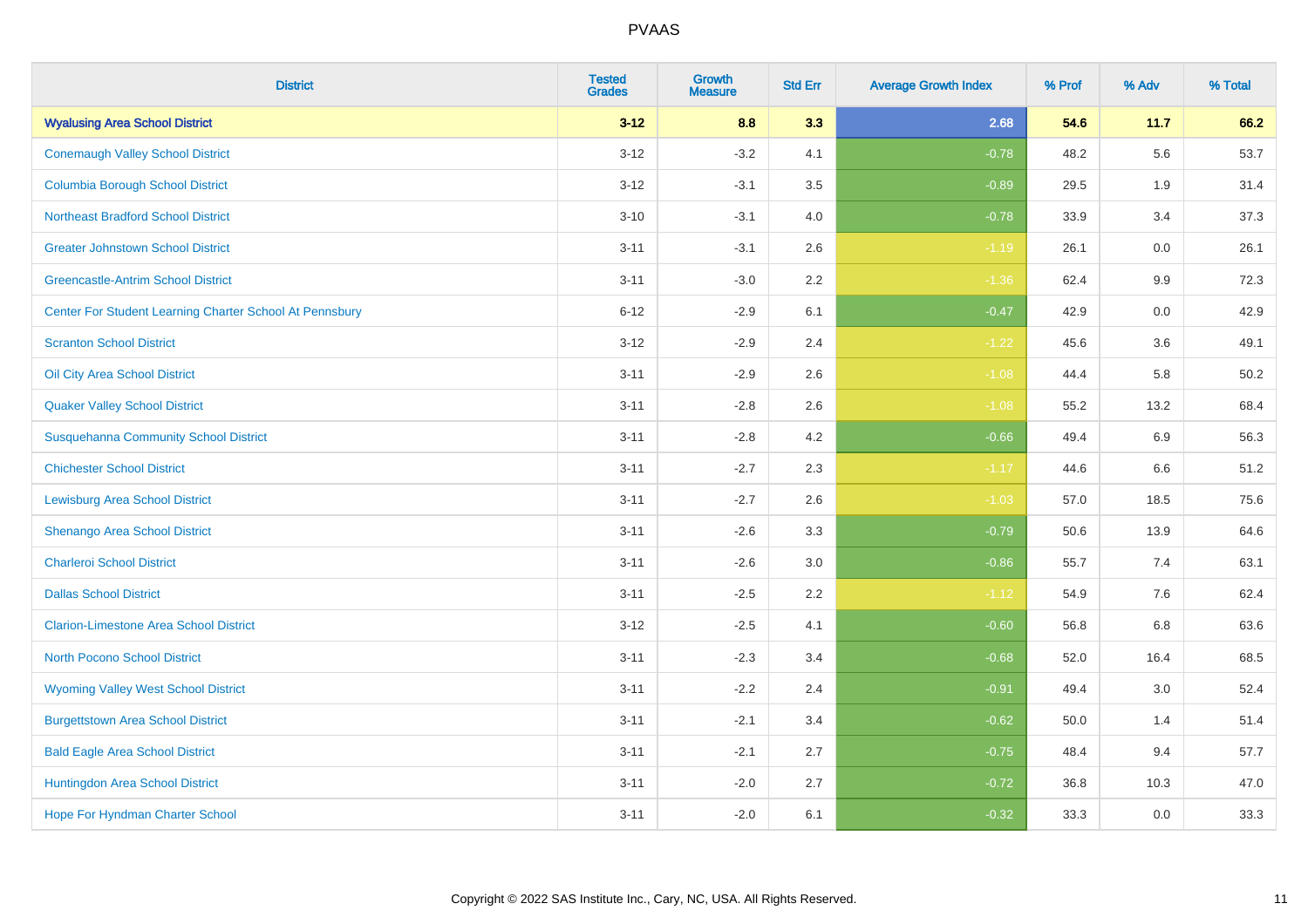| District | Tested Grades | Growth Measure | Std Err | Average Growth Index | % Prof | % Adv | % Total |
|---|---|---|---|---|---|---|---|
| **Wyalusing Area School District** | **3-12** | **8.8** | **3.3** | **2.68** | **54.6** | **11.7** | **66.2** |
| Conemaugh Valley School District | 3-12 | -3.2 | 4.1 | -0.78 | 48.2 | 5.6 | 53.7 |
| Columbia Borough School District | 3-12 | -3.1 | 3.5 | -0.89 | 29.5 | 1.9 | 31.4 |
| Northeast Bradford School District | 3-10 | -3.1 | 4.0 | -0.78 | 33.9 | 3.4 | 37.3 |
| Greater Johnstown School District | 3-11 | -3.1 | 2.6 | -1.19 | 26.1 | 0.0 | 26.1 |
| Greencastle-Antrim School District | 3-11 | -3.0 | 2.2 | -1.36 | 62.4 | 9.9 | 72.3 |
| Center For Student Learning Charter School At Pennsbury | 6-12 | -2.9 | 6.1 | -0.47 | 42.9 | 0.0 | 42.9 |
| Scranton School District | 3-12 | -2.9 | 2.4 | -1.22 | 45.6 | 3.6 | 49.1 |
| Oil City Area School District | 3-11 | -2.9 | 2.6 | -1.08 | 44.4 | 5.8 | 50.2 |
| Quaker Valley School District | 3-11 | -2.8 | 2.6 | -1.08 | 55.2 | 13.2 | 68.4 |
| Susquehanna Community School District | 3-11 | -2.8 | 4.2 | -0.66 | 49.4 | 6.9 | 56.3 |
| Chichester School District | 3-11 | -2.7 | 2.3 | -1.17 | 44.6 | 6.6 | 51.2 |
| Lewisburg Area School District | 3-11 | -2.7 | 2.6 | -1.03 | 57.0 | 18.5 | 75.6 |
| Shenango Area School District | 3-11 | -2.6 | 3.3 | -0.79 | 50.6 | 13.9 | 64.6 |
| Charleroi School District | 3-11 | -2.6 | 3.0 | -0.86 | 55.7 | 7.4 | 63.1 |
| Dallas School District | 3-11 | -2.5 | 2.2 | -1.12 | 54.9 | 7.6 | 62.4 |
| Clarion-Limestone Area School District | 3-12 | -2.5 | 4.1 | -0.60 | 56.8 | 6.8 | 63.6 |
| North Pocono School District | 3-11 | -2.3 | 3.4 | -0.68 | 52.0 | 16.4 | 68.5 |
| Wyoming Valley West School District | 3-11 | -2.2 | 2.4 | -0.91 | 49.4 | 3.0 | 52.4 |
| Burgettstown Area School District | 3-11 | -2.1 | 3.4 | -0.62 | 50.0 | 1.4 | 51.4 |
| Bald Eagle Area School District | 3-11 | -2.1 | 2.7 | -0.75 | 48.4 | 9.4 | 57.7 |
| Huntingdon Area School District | 3-11 | -2.0 | 2.7 | -0.72 | 36.8 | 10.3 | 47.0 |
| Hope For Hyndman Charter School | 3-11 | -2.0 | 6.1 | -0.32 | 33.3 | 0.0 | 33.3 |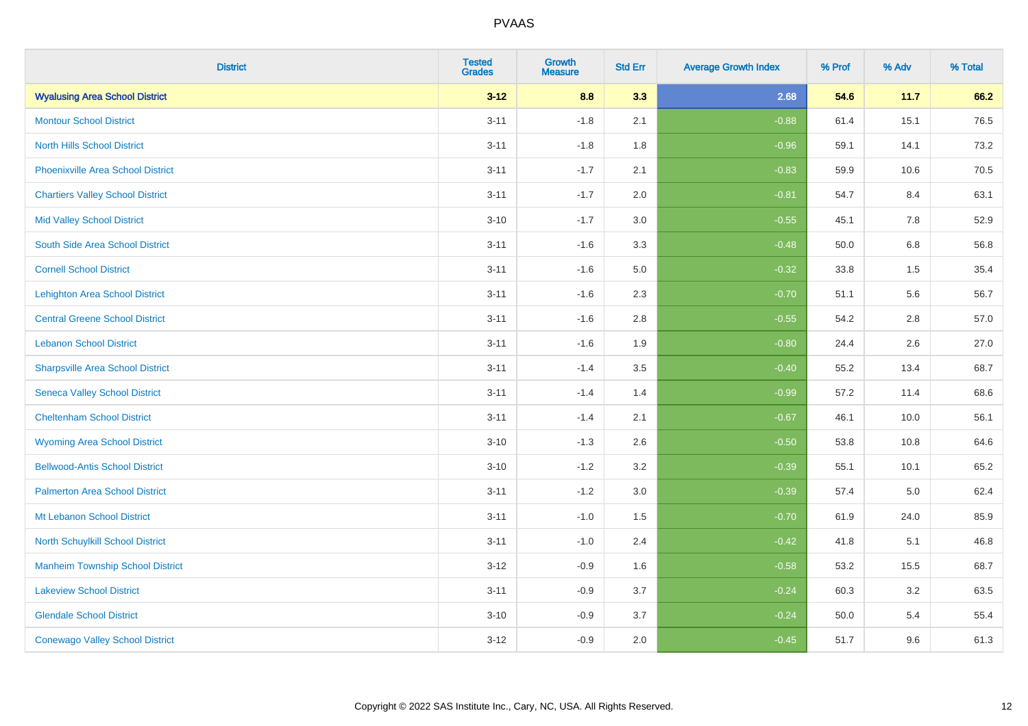# PVAAS

| District | Tested Grades | Growth Measure | Std Err | Average Growth Index | % Prof | % Adv | % Total |
|---|---|---|---|---|---|---|---|
| **Wyalusing Area School District** | **3-12** | **8.8** | **3.3** | **2.68** | **54.6** | **11.7** | **66.2** |
| Montour School District | 3-11 | -1.8 | 2.1 | -0.88 | 61.4 | 15.1 | 76.5 |
| North Hills School District | 3-11 | -1.8 | 1.8 | -0.96 | 59.1 | 14.1 | 73.2 |
| Phoenixville Area School District | 3-11 | -1.7 | 2.1 | -0.83 | 59.9 | 10.6 | 70.5 |
| Chartiers Valley School District | 3-11 | -1.7 | 2.0 | -0.81 | 54.7 | 8.4 | 63.1 |
| Mid Valley School District | 3-10 | -1.7 | 3.0 | -0.55 | 45.1 | 7.8 | 52.9 |
| South Side Area School District | 3-11 | -1.6 | 3.3 | -0.48 | 50.0 | 6.8 | 56.8 |
| Cornell School District | 3-11 | -1.6 | 5.0 | -0.32 | 33.8 | 1.5 | 35.4 |
| Lehighton Area School District | 3-11 | -1.6 | 2.3 | -0.70 | 51.1 | 5.6 | 56.7 |
| Central Greene School District | 3-11 | -1.6 | 2.8 | -0.55 | 54.2 | 2.8 | 57.0 |
| Lebanon School District | 3-11 | -1.6 | 1.9 | -0.80 | 24.4 | 2.6 | 27.0 |
| Sharpsville Area School District | 3-11 | -1.4 | 3.5 | -0.40 | 55.2 | 13.4 | 68.7 |
| Seneca Valley School District | 3-11 | -1.4 | 1.4 | -0.99 | 57.2 | 11.4 | 68.6 |
| Cheltenham School District | 3-11 | -1.4 | 2.1 | -0.67 | 46.1 | 10.0 | 56.1 |
| Wyoming Area School District | 3-10 | -1.3 | 2.6 | -0.50 | 53.8 | 10.8 | 64.6 |
| Bellwood-Antis School District | 3-10 | -1.2 | 3.2 | -0.39 | 55.1 | 10.1 | 65.2 |
| Palmerton Area School District | 3-11 | -1.2 | 3.0 | -0.39 | 57.4 | 5.0 | 62.4 |
| Mt Lebanon School District | 3-11 | -1.0 | 1.5 | -0.70 | 61.9 | 24.0 | 85.9 |
| North Schuylkill School District | 3-11 | -1.0 | 2.4 | -0.42 | 41.8 | 5.1 | 46.8 |
| Manheim Township School District | 3-12 | -0.9 | 1.6 | -0.58 | 53.2 | 15.5 | 68.7 |
| Lakeview School District | 3-11 | -0.9 | 3.7 | -0.24 | 60.3 | 3.2 | 63.5 |
| Glendale School District | 3-10 | -0.9 | 3.7 | -0.24 | 50.0 | 5.4 | 55.4 |
| Conewago Valley School District | 3-12 | -0.9 | 2.0 | -0.45 | 51.7 | 9.6 | 61.3 |

Copyright © 2022 SAS Institute Inc., Cary, NC, USA. All Rights Reserved.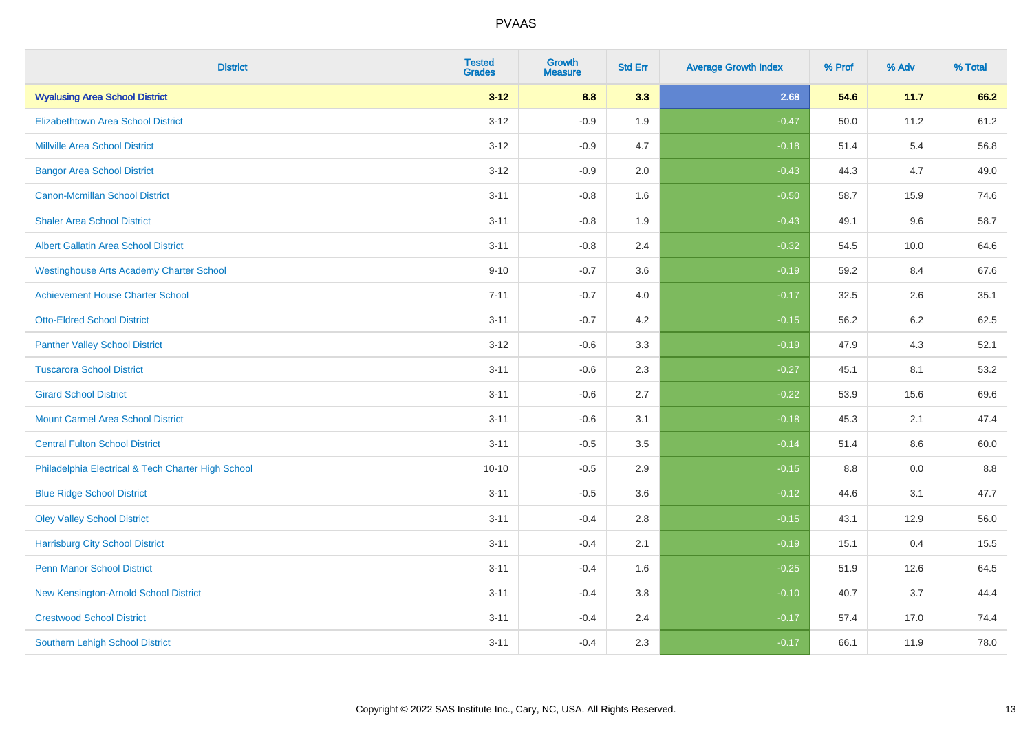# PVAAS

| District | Tested Grades | Growth Measure | Std Err | Average Growth Index | % Prof | % Adv | % Total |
|---|---|---|---|---|---|---|---|
| **Wyalusing Area School District** | **3-12** | **8.8** | **3.3** | **2.68** | **54.6** | **11.7** | **66.2** |
| Elizabethtown Area School District | 3-12 | -0.9 | 1.9 | -0.47 | 50.0 | 11.2 | 61.2 |
| Millville Area School District | 3-12 | -0.9 | 4.7 | -0.18 | 51.4 | 5.4 | 56.8 |
| Bangor Area School District | 3-12 | -0.9 | 2.0 | -0.43 | 44.3 | 4.7 | 49.0 |
| Canon-Mcmillan School District | 3-11 | -0.8 | 1.6 | -0.50 | 58.7 | 15.9 | 74.6 |
| Shaler Area School District | 3-11 | -0.8 | 1.9 | -0.43 | 49.1 | 9.6 | 58.7 |
| Albert Gallatin Area School District | 3-11 | -0.8 | 2.4 | -0.32 | 54.5 | 10.0 | 64.6 |
| Westinghouse Arts Academy Charter School | 9-10 | -0.7 | 3.6 | -0.19 | 59.2 | 8.4 | 67.6 |
| Achievement House Charter School | 7-11 | -0.7 | 4.0 | -0.17 | 32.5 | 2.6 | 35.1 |
| Otto-Eldred School District | 3-11 | -0.7 | 4.2 | -0.15 | 56.2 | 6.2 | 62.5 |
| Panther Valley School District | 3-12 | -0.6 | 3.3 | -0.19 | 47.9 | 4.3 | 52.1 |
| Tuscarora School District | 3-11 | -0.6 | 2.3 | -0.27 | 45.1 | 8.1 | 53.2 |
| Girard School District | 3-11 | -0.6 | 2.7 | -0.22 | 53.9 | 15.6 | 69.6 |
| Mount Carmel Area School District | 3-11 | -0.6 | 3.1 | -0.18 | 45.3 | 2.1 | 47.4 |
| Central Fulton School District | 3-11 | -0.5 | 3.5 | -0.14 | 51.4 | 8.6 | 60.0 |
| Philadelphia Electrical & Tech Charter High School | 10-10 | -0.5 | 2.9 | -0.15 | 8.8 | 0.0 | 8.8 |
| Blue Ridge School District | 3-11 | -0.5 | 3.6 | -0.12 | 44.6 | 3.1 | 47.7 |
| Oley Valley School District | 3-11 | -0.4 | 2.8 | -0.15 | 43.1 | 12.9 | 56.0 |
| Harrisburg City School District | 3-11 | -0.4 | 2.1 | -0.19 | 15.1 | 0.4 | 15.5 |
| Penn Manor School District | 3-11 | -0.4 | 1.6 | -0.25 | 51.9 | 12.6 | 64.5 |
| New Kensington-Arnold School District | 3-11 | -0.4 | 3.8 | -0.10 | 40.7 | 3.7 | 44.4 |
| Crestwood School District | 3-11 | -0.4 | 2.4 | -0.17 | 57.4 | 17.0 | 74.4 |
| Southern Lehigh School District | 3-11 | -0.4 | 2.3 | -0.17 | 66.1 | 11.9 | 78.0 |

Copyright © 2022 SAS Institute Inc., Cary, NC, USA. All Rights Reserved.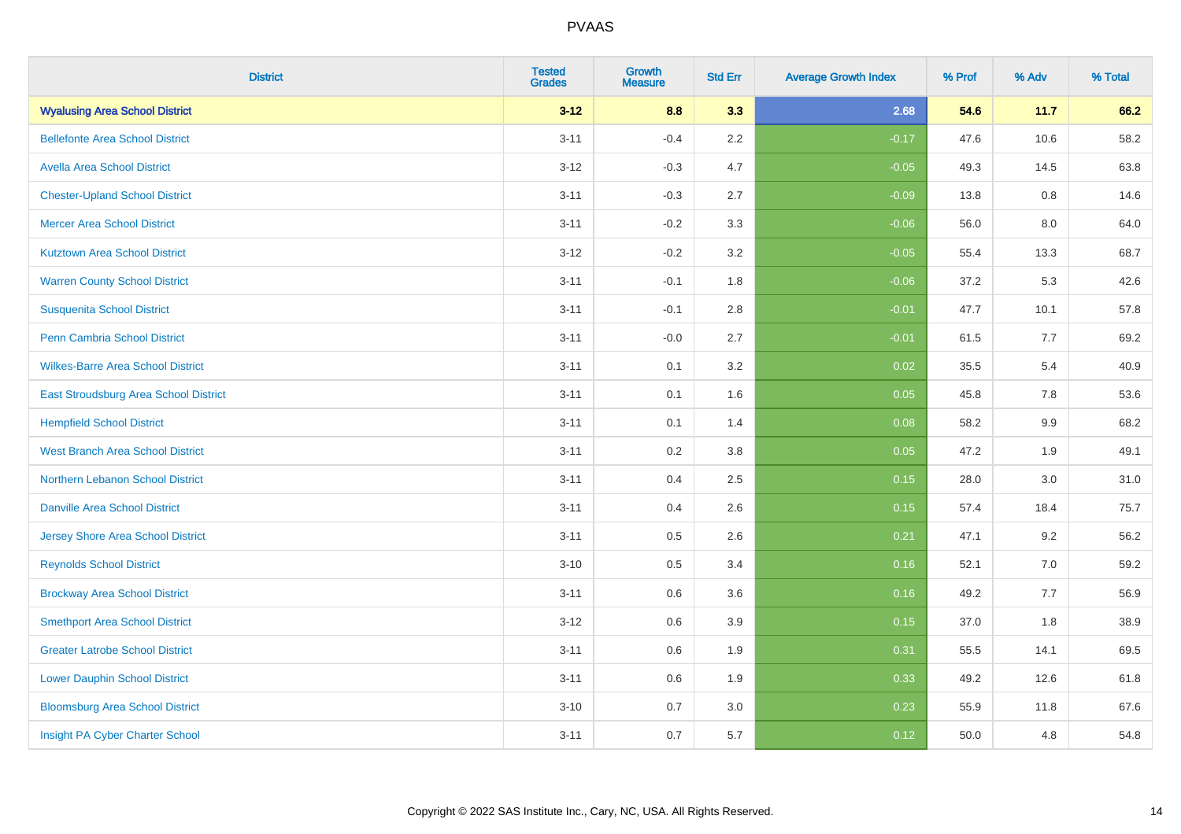PVAAS

| District | Tested Grades | Growth Measure | Std Err | Average Growth Index | % Prof | % Adv | % Total |
|---|---|---|---|---|---|---|---|
| **Wyalusing Area School District** | **3-12** | **8.8** | **3.3** | **2.68** | **54.6** | **11.7** | **66.2** |
| Bellefonte Area School District | 3-11 | -0.4 | 2.2 | -0.17 | 47.6 | 10.6 | 58.2 |
| Avella Area School District | 3-12 | -0.3 | 4.7 | -0.05 | 49.3 | 14.5 | 63.8 |
| Chester-Upland School District | 3-11 | -0.3 | 2.7 | -0.09 | 13.8 | 0.8 | 14.6 |
| Mercer Area School District | 3-11 | -0.2 | 3.3 | -0.06 | 56.0 | 8.0 | 64.0 |
| Kutztown Area School District | 3-12 | -0.2 | 3.2 | -0.05 | 55.4 | 13.3 | 68.7 |
| Warren County School District | 3-11 | -0.1 | 1.8 | -0.06 | 37.2 | 5.3 | 42.6 |
| Susquenita School District | 3-11 | -0.1 | 2.8 | -0.01 | 47.7 | 10.1 | 57.8 |
| Penn Cambria School District | 3-11 | -0.0 | 2.7 | -0.01 | 61.5 | 7.7 | 69.2 |
| Wilkes-Barre Area School District | 3-11 | 0.1 | 3.2 | 0.02 | 35.5 | 5.4 | 40.9 |
| East Stroudsburg Area School District | 3-11 | 0.1 | 1.6 | 0.05 | 45.8 | 7.8 | 53.6 |
| Hempfield School District | 3-11 | 0.1 | 1.4 | 0.08 | 58.2 | 9.9 | 68.2 |
| West Branch Area School District | 3-11 | 0.2 | 3.8 | 0.05 | 47.2 | 1.9 | 49.1 |
| Northern Lebanon School District | 3-11 | 0.4 | 2.5 | 0.15 | 28.0 | 3.0 | 31.0 |
| Danville Area School District | 3-11 | 0.4 | 2.6 | 0.15 | 57.4 | 18.4 | 75.7 |
| Jersey Shore Area School District | 3-11 | 0.5 | 2.6 | 0.21 | 47.1 | 9.2 | 56.2 |
| Reynolds School District | 3-10 | 0.5 | 3.4 | 0.16 | 52.1 | 7.0 | 59.2 |
| Brockway Area School District | 3-11 | 0.6 | 3.6 | 0.16 | 49.2 | 7.7 | 56.9 |
| Smethport Area School District | 3-12 | 0.6 | 3.9 | 0.15 | 37.0 | 1.8 | 38.9 |
| Greater Latrobe School District | 3-11 | 0.6 | 1.9 | 0.31 | 55.5 | 14.1 | 69.5 |
| Lower Dauphin School District | 3-11 | 0.6 | 1.9 | 0.33 | 49.2 | 12.6 | 61.8 |
| Bloomsburg Area School District | 3-10 | 0.7 | 3.0 | 0.23 | 55.9 | 11.8 | 67.6 |
| Insight PA Cyber Charter School | 3-11 | 0.7 | 5.7 | 0.12 | 50.0 | 4.8 | 54.8 |

Copyright © 2022 SAS Institute Inc., Cary, NC, USA. All Rights Reserved.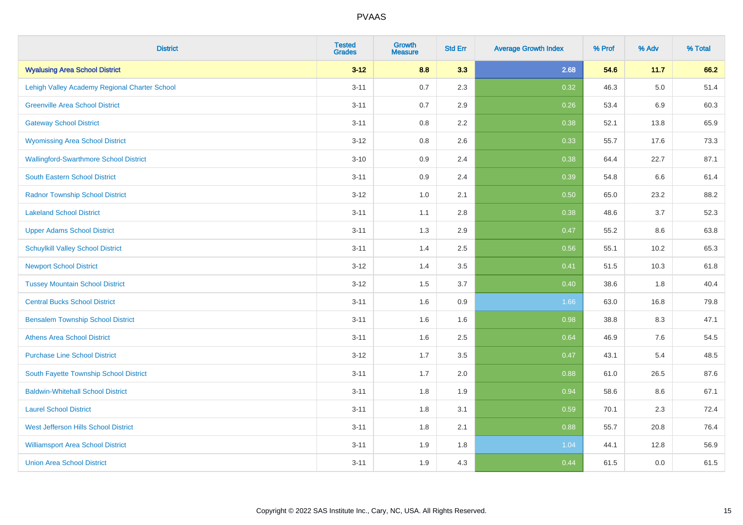| District | Tested Grades | Growth Measure | Std Err | Average Growth Index | % Prof | % Adv | % Total |
|---|---|---|---|---|---|---|---|
| **Wyalusing Area School District** | **3-12** | **8.8** | **3.3** | **2.68** | **54.6** | **11.7** | **66.2** |
| Lehigh Valley Academy Regional Charter School | 3-11 | 0.7 | 2.3 | 0.32 | 46.3 | 5.0 | 51.4 |
| Greenville Area School District | 3-11 | 0.7 | 2.9 | 0.26 | 53.4 | 6.9 | 60.3 |
| Gateway School District | 3-11 | 0.8 | 2.2 | 0.38 | 52.1 | 13.8 | 65.9 |
| Wyomissing Area School District | 3-12 | 0.8 | 2.6 | 0.33 | 55.7 | 17.6 | 73.3 |
| Wallingford-Swarthmore School District | 3-10 | 0.9 | 2.4 | 0.38 | 64.4 | 22.7 | 87.1 |
| South Eastern School District | 3-11 | 0.9 | 2.4 | 0.39 | 54.8 | 6.6 | 61.4 |
| Radnor Township School District | 3-12 | 1.0 | 2.1 | 0.50 | 65.0 | 23.2 | 88.2 |
| Lakeland School District | 3-11 | 1.1 | 2.8 | 0.38 | 48.6 | 3.7 | 52.3 |
| Upper Adams School District | 3-11 | 1.3 | 2.9 | 0.47 | 55.2 | 8.6 | 63.8 |
| Schuylkill Valley School District | 3-11 | 1.4 | 2.5 | 0.56 | 55.1 | 10.2 | 65.3 |
| Newport School District | 3-12 | 1.4 | 3.5 | 0.41 | 51.5 | 10.3 | 61.8 |
| Tussey Mountain School District | 3-12 | 1.5 | 3.7 | 0.40 | 38.6 | 1.8 | 40.4 |
| Central Bucks School District | 3-11 | 1.6 | 0.9 | 1.66 | 63.0 | 16.8 | 79.8 |
| Bensalem Township School District | 3-11 | 1.6 | 1.6 | 0.98 | 38.8 | 8.3 | 47.1 |
| Athens Area School District | 3-11 | 1.6 | 2.5 | 0.64 | 46.9 | 7.6 | 54.5 |
| Purchase Line School District | 3-12 | 1.7 | 3.5 | 0.47 | 43.1 | 5.4 | 48.5 |
| South Fayette Township School District | 3-11 | 1.7 | 2.0 | 0.88 | 61.0 | 26.5 | 87.6 |
| Baldwin-Whitehall School District | 3-11 | 1.8 | 1.9 | 0.94 | 58.6 | 8.6 | 67.1 |
| Laurel School District | 3-11 | 1.8 | 3.1 | 0.59 | 70.1 | 2.3 | 72.4 |
| West Jefferson Hills School District | 3-11 | 1.8 | 2.1 | 0.88 | 55.7 | 20.8 | 76.4 |
| Williamsport Area School District | 3-11 | 1.9 | 1.8 | 1.04 | 44.1 | 12.8 | 56.9 |
| Union Area School District | 3-11 | 1.9 | 4.3 | 0.44 | 61.5 | 0.0 | 61.5 |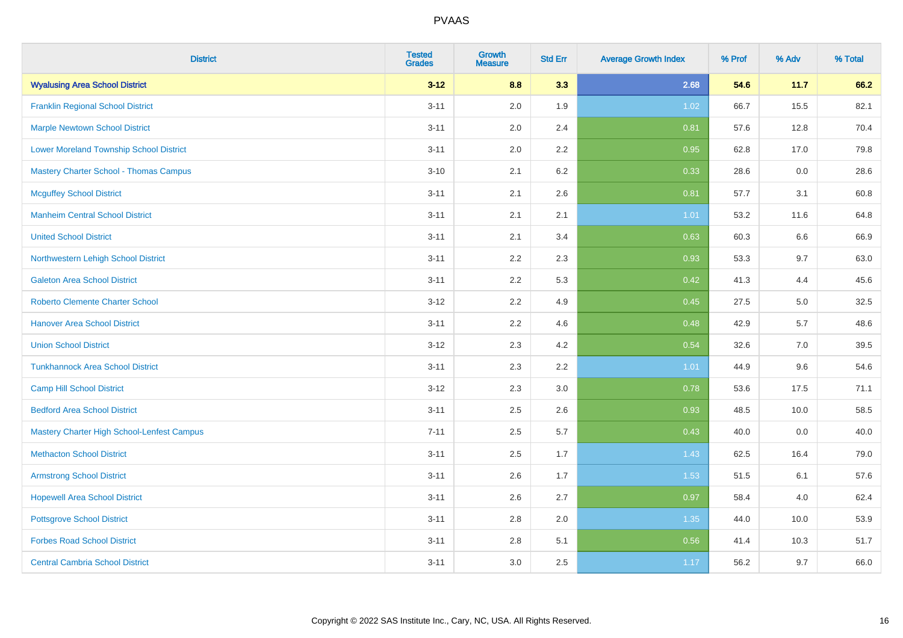| District | Tested Grades | Growth Measure | Std Err | Average Growth Index | % Prof | % Adv | % Total |
|---|---|---|---|---|---|---|---|
| **Wyalusing Area School District** | **3-12** | **8.8** | **3.3** | **2.68** | **54.6** | **11.7** | **66.2** |
| Franklin Regional School District | 3-11 | 2.0 | 1.9 | 1.02 | 66.7 | 15.5 | 82.1 |
| Marple Newtown School District | 3-11 | 2.0 | 2.4 | 0.81 | 57.6 | 12.8 | 70.4 |
| Lower Moreland Township School District | 3-11 | 2.0 | 2.2 | 0.95 | 62.8 | 17.0 | 79.8 |
| Mastery Charter School - Thomas Campus | 3-10 | 2.1 | 6.2 | 0.33 | 28.6 | 0.0 | 28.6 |
| Mcguffey School District | 3-11 | 2.1 | 2.6 | 0.81 | 57.7 | 3.1 | 60.8 |
| Manheim Central School District | 3-11 | 2.1 | 2.1 | 1.01 | 53.2 | 11.6 | 64.8 |
| United School District | 3-11 | 2.1 | 3.4 | 0.63 | 60.3 | 6.6 | 66.9 |
| Northwestern Lehigh School District | 3-11 | 2.2 | 2.3 | 0.93 | 53.3 | 9.7 | 63.0 |
| Galeton Area School District | 3-11 | 2.2 | 5.3 | 0.42 | 41.3 | 4.4 | 45.6 |
| Roberto Clemente Charter School | 3-12 | 2.2 | 4.9 | 0.45 | 27.5 | 5.0 | 32.5 |
| Hanover Area School District | 3-11 | 2.2 | 4.6 | 0.48 | 42.9 | 5.7 | 48.6 |
| Union School District | 3-12 | 2.3 | 4.2 | 0.54 | 32.6 | 7.0 | 39.5 |
| Tunkhannock Area School District | 3-11 | 2.3 | 2.2 | 1.01 | 44.9 | 9.6 | 54.6 |
| Camp Hill School District | 3-12 | 2.3 | 3.0 | 0.78 | 53.6 | 17.5 | 71.1 |
| Bedford Area School District | 3-11 | 2.5 | 2.6 | 0.93 | 48.5 | 10.0 | 58.5 |
| Mastery Charter High School-Lenfest Campus | 7-11 | 2.5 | 5.7 | 0.43 | 40.0 | 0.0 | 40.0 |
| Methacton School District | 3-11 | 2.5 | 1.7 | 1.43 | 62.5 | 16.4 | 79.0 |
| Armstrong School District | 3-11 | 2.6 | 1.7 | 1.53 | 51.5 | 6.1 | 57.6 |
| Hopewell Area School District | 3-11 | 2.6 | 2.7 | 0.97 | 58.4 | 4.0 | 62.4 |
| Pottsgrove School District | 3-11 | 2.8 | 2.0 | 1.35 | 44.0 | 10.0 | 53.9 |
| Forbes Road School District | 3-11 | 2.8 | 5.1 | 0.56 | 41.4 | 10.3 | 51.7 |
| Central Cambria School District | 3-11 | 3.0 | 2.5 | 1.17 | 56.2 | 9.7 | 66.0 |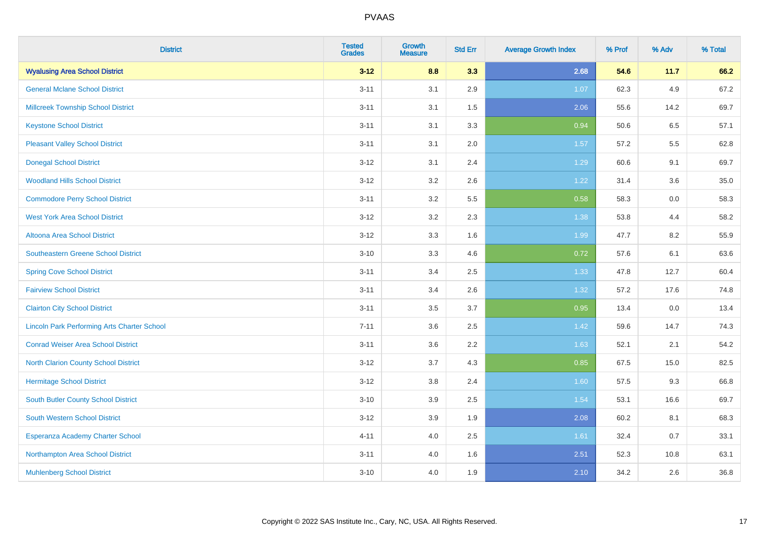# PVAAS

| District | Tested Grades | Growth Measure | Std Err | Average Growth Index | % Prof | % Adv | % Total |
|---|---|---|---|---|---|---|---|
| **Wyalusing Area School District** | **3-12** | **8.8** | **3.3** | **2.68** | **54.6** | **11.7** | **66.2** |
| General Mclane School District | 3-11 | 3.1 | 2.9 | 1.07 | 62.3 | 4.9 | 67.2 |
| Millcreek Township School District | 3-11 | 3.1 | 1.5 | 2.06 | 55.6 | 14.2 | 69.7 |
| Keystone School District | 3-11 | 3.1 | 3.3 | 0.94 | 50.6 | 6.5 | 57.1 |
| Pleasant Valley School District | 3-11 | 3.1 | 2.0 | 1.57 | 57.2 | 5.5 | 62.8 |
| Donegal School District | 3-12 | 3.1 | 2.4 | 1.29 | 60.6 | 9.1 | 69.7 |
| Woodland Hills School District | 3-12 | 3.2 | 2.6 | 1.22 | 31.4 | 3.6 | 35.0 |
| Commodore Perry School District | 3-11 | 3.2 | 5.5 | 0.58 | 58.3 | 0.0 | 58.3 |
| West York Area School District | 3-12 | 3.2 | 2.3 | 1.38 | 53.8 | 4.4 | 58.2 |
| Altoona Area School District | 3-12 | 3.3 | 1.6 | 1.99 | 47.7 | 8.2 | 55.9 |
| Southeastern Greene School District | 3-10 | 3.3 | 4.6 | 0.72 | 57.6 | 6.1 | 63.6 |
| Spring Cove School District | 3-11 | 3.4 | 2.5 | 1.33 | 47.8 | 12.7 | 60.4 |
| Fairview School District | 3-11 | 3.4 | 2.6 | 1.32 | 57.2 | 17.6 | 74.8 |
| Clairton City School District | 3-11 | 3.5 | 3.7 | 0.95 | 13.4 | 0.0 | 13.4 |
| Lincoln Park Performing Arts Charter School | 7-11 | 3.6 | 2.5 | 1.42 | 59.6 | 14.7 | 74.3 |
| Conrad Weiser Area School District | 3-11 | 3.6 | 2.2 | 1.63 | 52.1 | 2.1 | 54.2 |
| North Clarion County School District | 3-12 | 3.7 | 4.3 | 0.85 | 67.5 | 15.0 | 82.5 |
| Hermitage School District | 3-12 | 3.8 | 2.4 | 1.60 | 57.5 | 9.3 | 66.8 |
| South Butler County School District | 3-10 | 3.9 | 2.5 | 1.54 | 53.1 | 16.6 | 69.7 |
| South Western School District | 3-12 | 3.9 | 1.9 | 2.08 | 60.2 | 8.1 | 68.3 |
| Esperanza Academy Charter School | 4-11 | 4.0 | 2.5 | 1.61 | 32.4 | 0.7 | 33.1 |
| Northampton Area School District | 3-11 | 4.0 | 1.6 | 2.51 | 52.3 | 10.8 | 63.1 |
| Muhlenberg School District | 3-10 | 4.0 | 1.9 | 2.10 | 34.2 | 2.6 | 36.8 |

Copyright © 2022 SAS Institute Inc., Cary, NC, USA. All Rights Reserved.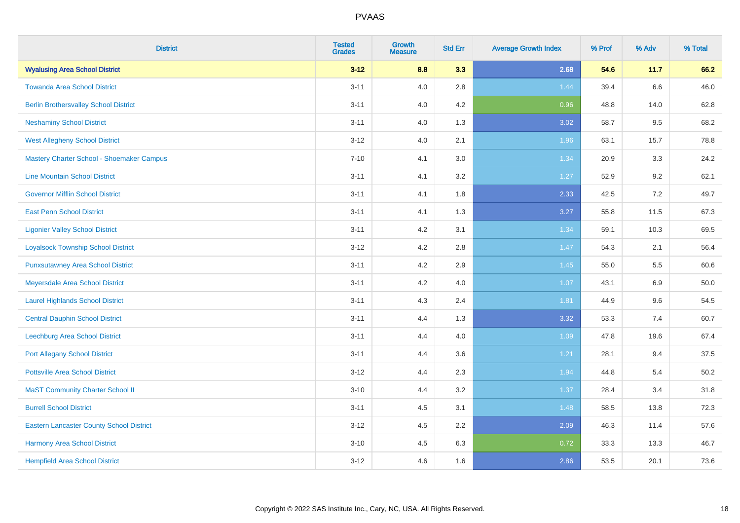| District | Tested Grades | Growth Measure | Std Err | Average Growth Index | % Prof | % Adv | % Total |
|---|---|---|---|---|---|---|---|
| **Wyalusing Area School District** | **3-12** | **8.8** | **3.3** | **2.68** | **54.6** | **11.7** | **66.2** |
| Towanda Area School District | 3-11 | 4.0 | 2.8 | 1.44 | 39.4 | 6.6 | 46.0 |
| Berlin Brothersvalley School District | 3-11 | 4.0 | 4.2 | 0.96 | 48.8 | 14.0 | 62.8 |
| Neshaminy School District | 3-11 | 4.0 | 1.3 | 3.02 | 58.7 | 9.5 | 68.2 |
| West Allegheny School District | 3-12 | 4.0 | 2.1 | 1.96 | 63.1 | 15.7 | 78.8 |
| Mastery Charter School - Shoemaker Campus | 7-10 | 4.1 | 3.0 | 1.34 | 20.9 | 3.3 | 24.2 |
| Line Mountain School District | 3-11 | 4.1 | 3.2 | 1.27 | 52.9 | 9.2 | 62.1 |
| Governor Mifflin School District | 3-11 | 4.1 | 1.8 | 2.33 | 42.5 | 7.2 | 49.7 |
| East Penn School District | 3-11 | 4.1 | 1.3 | 3.27 | 55.8 | 11.5 | 67.3 |
| Ligonier Valley School District | 3-11 | 4.2 | 3.1 | 1.34 | 59.1 | 10.3 | 69.5 |
| Loyalsock Township School District | 3-12 | 4.2 | 2.8 | 1.47 | 54.3 | 2.1 | 56.4 |
| Punxsutawney Area School District | 3-11 | 4.2 | 2.9 | 1.45 | 55.0 | 5.5 | 60.6 |
| Meyersdale Area School District | 3-11 | 4.2 | 4.0 | 1.07 | 43.1 | 6.9 | 50.0 |
| Laurel Highlands School District | 3-11 | 4.3 | 2.4 | 1.81 | 44.9 | 9.6 | 54.5 |
| Central Dauphin School District | 3-11 | 4.4 | 1.3 | 3.32 | 53.3 | 7.4 | 60.7 |
| Leechburg Area School District | 3-11 | 4.4 | 4.0 | 1.09 | 47.8 | 19.6 | 67.4 |
| Port Allegany School District | 3-11 | 4.4 | 3.6 | 1.21 | 28.1 | 9.4 | 37.5 |
| Pottsville Area School District | 3-12 | 4.4 | 2.3 | 1.94 | 44.8 | 5.4 | 50.2 |
| MaST Community Charter School II | 3-10 | 4.4 | 3.2 | 1.37 | 28.4 | 3.4 | 31.8 |
| Burrell School District | 3-11 | 4.5 | 3.1 | 1.48 | 58.5 | 13.8 | 72.3 |
| Eastern Lancaster County School District | 3-12 | 4.5 | 2.2 | 2.09 | 46.3 | 11.4 | 57.6 |
| Harmony Area School District | 3-10 | 4.5 | 6.3 | 0.72 | 33.3 | 13.3 | 46.7 |
| Hempfield Area School District | 3-12 | 4.6 | 1.6 | 2.86 | 53.5 | 20.1 | 73.6 |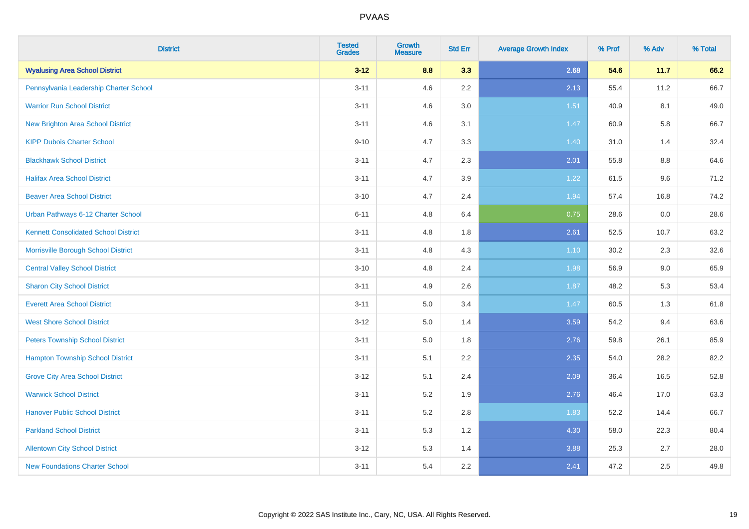| District | Tested Grades | Growth Measure | Std Err | Average Growth Index | % Prof | % Adv | % Total |
|---|---|---|---|---|---|---|---|
| **Wyalusing Area School District** | **3-12** | **8.8** | **3.3** | **2.68** | **54.6** | **11.7** | **66.2** |
| Pennsylvania Leadership Charter School | 3-11 | 4.6 | 2.2 | 2.13 | 55.4 | 11.2 | 66.7 |
| Warrior Run School District | 3-11 | 4.6 | 3.0 | 1.51 | 40.9 | 8.1 | 49.0 |
| New Brighton Area School District | 3-11 | 4.6 | 3.1 | 1.47 | 60.9 | 5.8 | 66.7 |
| KIPP Dubois Charter School | 9-10 | 4.7 | 3.3 | 1.40 | 31.0 | 1.4 | 32.4 |
| Blackhawk School District | 3-11 | 4.7 | 2.3 | 2.01 | 55.8 | 8.8 | 64.6 |
| Halifax Area School District | 3-11 | 4.7 | 3.9 | 1.22 | 61.5 | 9.6 | 71.2 |
| Beaver Area School District | 3-10 | 4.7 | 2.4 | 1.94 | 57.4 | 16.8 | 74.2 |
| Urban Pathways 6-12 Charter School | 6-11 | 4.8 | 6.4 | 0.75 | 28.6 | 0.0 | 28.6 |
| Kennett Consolidated School District | 3-11 | 4.8 | 1.8 | 2.61 | 52.5 | 10.7 | 63.2 |
| Morrisville Borough School District | 3-11 | 4.8 | 4.3 | 1.10 | 30.2 | 2.3 | 32.6 |
| Central Valley School District | 3-10 | 4.8 | 2.4 | 1.98 | 56.9 | 9.0 | 65.9 |
| Sharon City School District | 3-11 | 4.9 | 2.6 | 1.87 | 48.2 | 5.3 | 53.4 |
| Everett Area School District | 3-11 | 5.0 | 3.4 | 1.47 | 60.5 | 1.3 | 61.8 |
| West Shore School District | 3-12 | 5.0 | 1.4 | 3.59 | 54.2 | 9.4 | 63.6 |
| Peters Township School District | 3-11 | 5.0 | 1.8 | 2.76 | 59.8 | 26.1 | 85.9 |
| Hampton Township School District | 3-11 | 5.1 | 2.2 | 2.35 | 54.0 | 28.2 | 82.2 |
| Grove City Area School District | 3-12 | 5.1 | 2.4 | 2.09 | 36.4 | 16.5 | 52.8 |
| Warwick School District | 3-11 | 5.2 | 1.9 | 2.76 | 46.4 | 17.0 | 63.3 |
| Hanover Public School District | 3-11 | 5.2 | 2.8 | 1.83 | 52.2 | 14.4 | 66.7 |
| Parkland School District | 3-11 | 5.3 | 1.2 | 4.30 | 58.0 | 22.3 | 80.4 |
| Allentown City School District | 3-12 | 5.3 | 1.4 | 3.88 | 25.3 | 2.7 | 28.0 |
| New Foundations Charter School | 3-11 | 5.4 | 2.2 | 2.41 | 47.2 | 2.5 | 49.8 |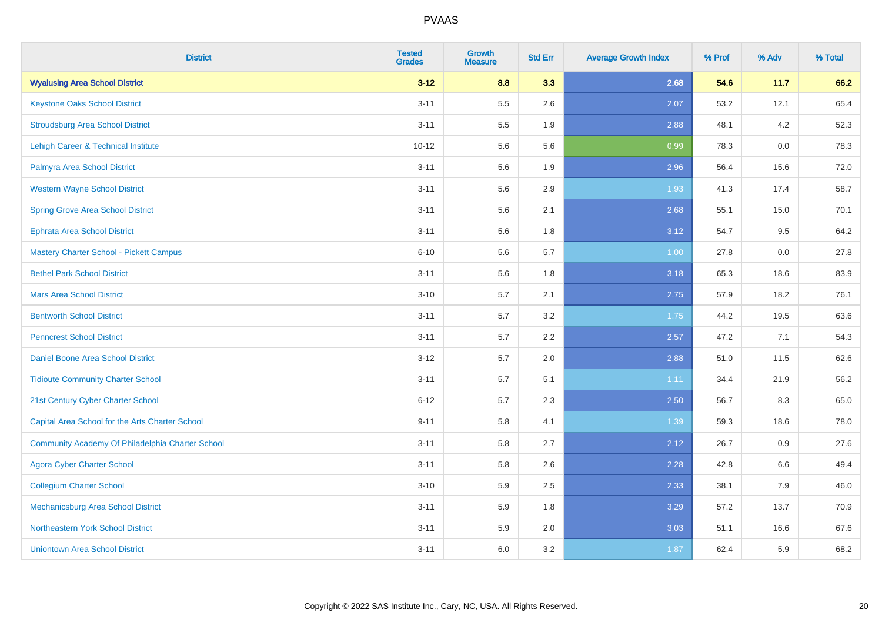| District | Tested Grades | Growth Measure | Std Err | Average Growth Index | % Prof | % Adv | % Total |
|---|---|---|---|---|---|---|---|
| **Wyalusing Area School District** | **3-12** | **8.8** | **3.3** | **2.68** | **54.6** | **11.7** | **66.2** |
| Keystone Oaks School District | 3-11 | 5.5 | 2.6 | 2.07 | 53.2 | 12.1 | 65.4 |
| Stroudsburg Area School District | 3-11 | 5.5 | 1.9 | 2.88 | 48.1 | 4.2 | 52.3 |
| Lehigh Career & Technical Institute | 10-12 | 5.6 | 5.6 | 0.99 | 78.3 | 0.0 | 78.3 |
| Palmyra Area School District | 3-11 | 5.6 | 1.9 | 2.96 | 56.4 | 15.6 | 72.0 |
| Western Wayne School District | 3-11 | 5.6 | 2.9 | 1.93 | 41.3 | 17.4 | 58.7 |
| Spring Grove Area School District | 3-11 | 5.6 | 2.1 | 2.68 | 55.1 | 15.0 | 70.1 |
| Ephrata Area School District | 3-11 | 5.6 | 1.8 | 3.12 | 54.7 | 9.5 | 64.2 |
| Mastery Charter School - Pickett Campus | 6-10 | 5.6 | 5.7 | 1.00 | 27.8 | 0.0 | 27.8 |
| Bethel Park School District | 3-11 | 5.6 | 1.8 | 3.18 | 65.3 | 18.6 | 83.9 |
| Mars Area School District | 3-10 | 5.7 | 2.1 | 2.75 | 57.9 | 18.2 | 76.1 |
| Bentworth School District | 3-11 | 5.7 | 3.2 | 1.75 | 44.2 | 19.5 | 63.6 |
| Penncrest School District | 3-11 | 5.7 | 2.2 | 2.57 | 47.2 | 7.1 | 54.3 |
| Daniel Boone Area School District | 3-12 | 5.7 | 2.0 | 2.88 | 51.0 | 11.5 | 62.6 |
| Tidioute Community Charter School | 3-11 | 5.7 | 5.1 | 1.11 | 34.4 | 21.9 | 56.2 |
| 21st Century Cyber Charter School | 6-12 | 5.7 | 2.3 | 2.50 | 56.7 | 8.3 | 65.0 |
| Capital Area School for the Arts Charter School | 9-11 | 5.8 | 4.1 | 1.39 | 59.3 | 18.6 | 78.0 |
| Community Academy Of Philadelphia Charter School | 3-11 | 5.8 | 2.7 | 2.12 | 26.7 | 0.9 | 27.6 |
| Agora Cyber Charter School | 3-11 | 5.8 | 2.6 | 2.28 | 42.8 | 6.6 | 49.4 |
| Collegium Charter School | 3-10 | 5.9 | 2.5 | 2.33 | 38.1 | 7.9 | 46.0 |
| Mechanicsburg Area School District | 3-11 | 5.9 | 1.8 | 3.29 | 57.2 | 13.7 | 70.9 |
| Northeastern York School District | 3-11 | 5.9 | 2.0 | 3.03 | 51.1 | 16.6 | 67.6 |
| Uniontown Area School District | 3-11 | 6.0 | 3.2 | 1.87 | 62.4 | 5.9 | 68.2 |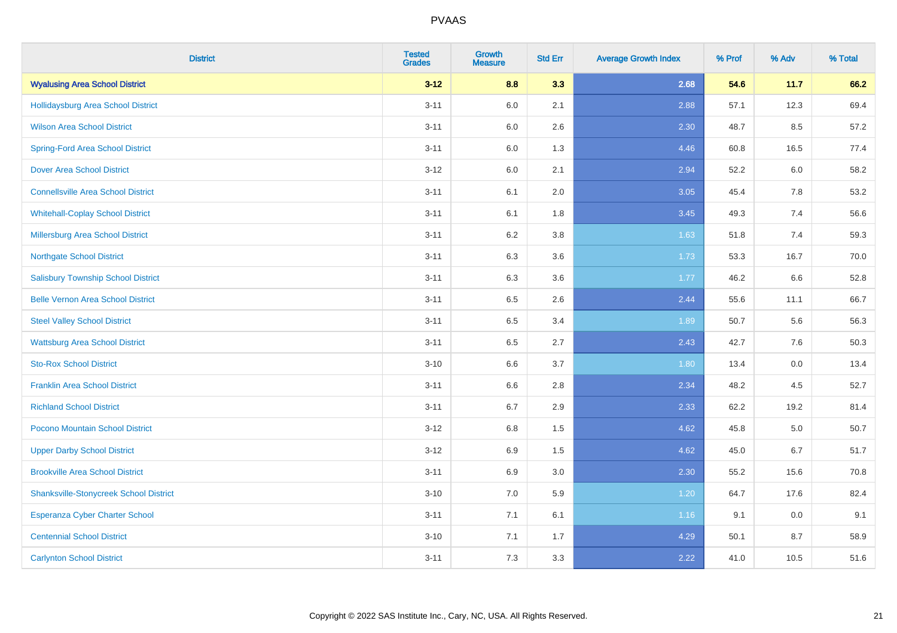| District | Tested Grades | Growth Measure | Std Err | Average Growth Index | % Prof | % Adv | % Total |
|---|---|---|---|---|---|---|---|
| **Wyalusing Area School District** | **3-12** | **8.8** | **3.3** | **2.68** | **54.6** | **11.7** | **66.2** |
| Hollidaysburg Area School District | 3-11 | 6.0 | 2.1 | 2.88 | 57.1 | 12.3 | 69.4 |
| Wilson Area School District | 3-11 | 6.0 | 2.6 | 2.30 | 48.7 | 8.5 | 57.2 |
| Spring-Ford Area School District | 3-11 | 6.0 | 1.3 | 4.46 | 60.8 | 16.5 | 77.4 |
| Dover Area School District | 3-12 | 6.0 | 2.1 | 2.94 | 52.2 | 6.0 | 58.2 |
| Connellsville Area School District | 3-11 | 6.1 | 2.0 | 3.05 | 45.4 | 7.8 | 53.2 |
| Whitehall-Coplay School District | 3-11 | 6.1 | 1.8 | 3.45 | 49.3 | 7.4 | 56.6 |
| Millersburg Area School District | 3-11 | 6.2 | 3.8 | 1.63 | 51.8 | 7.4 | 59.3 |
| Northgate School District | 3-11 | 6.3 | 3.6 | 1.73 | 53.3 | 16.7 | 70.0 |
| Salisbury Township School District | 3-11 | 6.3 | 3.6 | 1.77 | 46.2 | 6.6 | 52.8 |
| Belle Vernon Area School District | 3-11 | 6.5 | 2.6 | 2.44 | 55.6 | 11.1 | 66.7 |
| Steel Valley School District | 3-11 | 6.5 | 3.4 | 1.89 | 50.7 | 5.6 | 56.3 |
| Wattsburg Area School District | 3-11 | 6.5 | 2.7 | 2.43 | 42.7 | 7.6 | 50.3 |
| Sto-Rox School District | 3-10 | 6.6 | 3.7 | 1.80 | 13.4 | 0.0 | 13.4 |
| Franklin Area School District | 3-11 | 6.6 | 2.8 | 2.34 | 48.2 | 4.5 | 52.7 |
| Richland School District | 3-11 | 6.7 | 2.9 | 2.33 | 62.2 | 19.2 | 81.4 |
| Pocono Mountain School District | 3-12 | 6.8 | 1.5 | 4.62 | 45.8 | 5.0 | 50.7 |
| Upper Darby School District | 3-12 | 6.9 | 1.5 | 4.62 | 45.0 | 6.7 | 51.7 |
| Brookville Area School District | 3-11 | 6.9 | 3.0 | 2.30 | 55.2 | 15.6 | 70.8 |
| Shanksville-Stonycreek School District | 3-10 | 7.0 | 5.9 | 1.20 | 64.7 | 17.6 | 82.4 |
| Esperanza Cyber Charter School | 3-11 | 7.1 | 6.1 | 1.16 | 9.1 | 0.0 | 9.1 |
| Centennial School District | 3-10 | 7.1 | 1.7 | 4.29 | 50.1 | 8.7 | 58.9 |
| Carlynton School District | 3-11 | 7.3 | 3.3 | 2.22 | 41.0 | 10.5 | 51.6 |

Copyright © 2022 SAS Institute Inc., Cary, NC, USA. All Rights Reserved.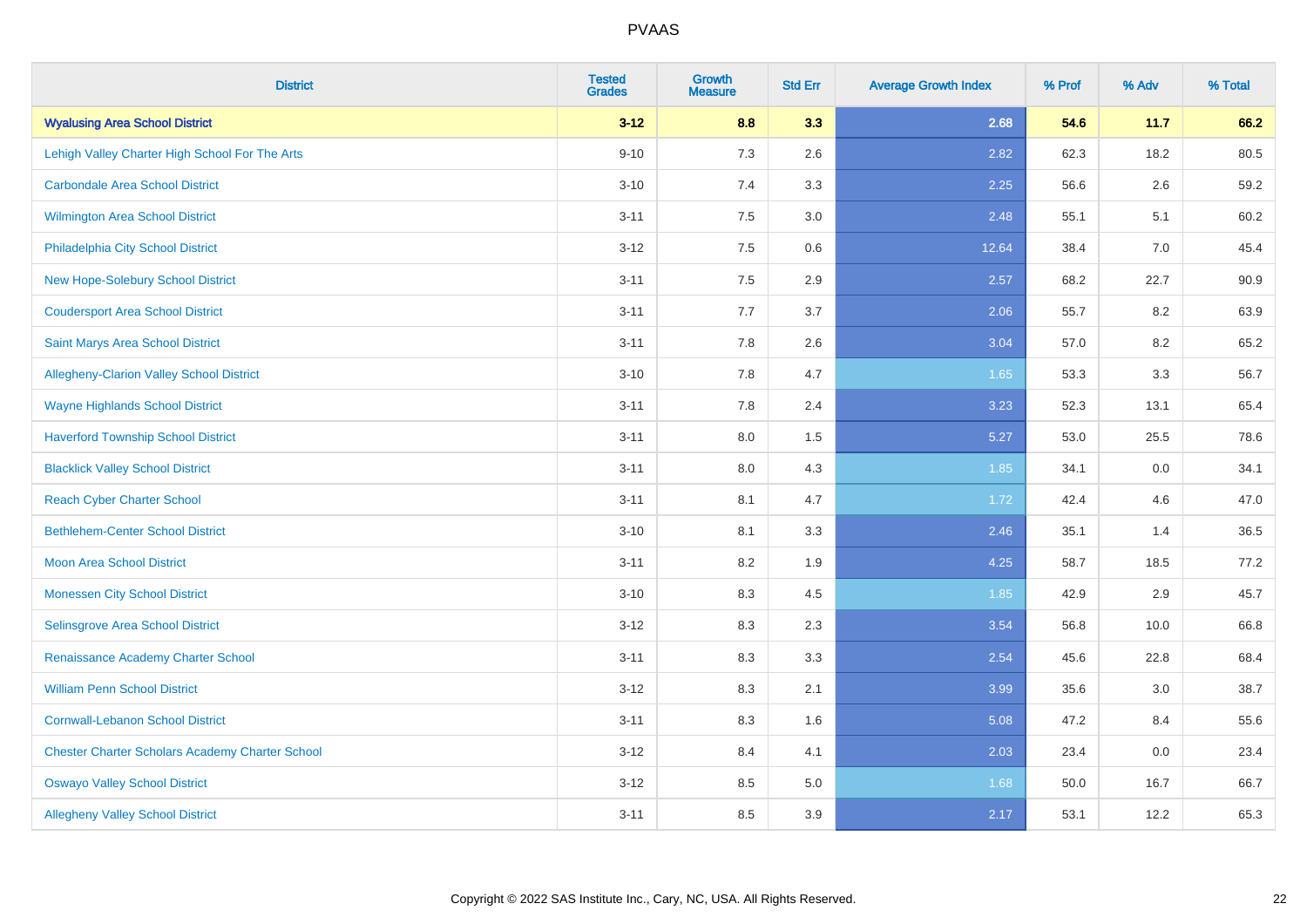PVAAS

| District | Tested Grades | Growth Measure | Std Err | Average Growth Index | % Prof | % Adv | % Total |
|---|---|---|---|---|---|---|---|
| **Wyalusing Area School District** | **3-12** | **8.8** | **3.3** | **2.68** | **54.6** | **11.7** | **66.2** |
| Lehigh Valley Charter High School For The Arts | 9-10 | 7.3 | 2.6 | 2.82 | 62.3 | 18.2 | 80.5 |
| Carbondale Area School District | 3-10 | 7.4 | 3.3 | 2.25 | 56.6 | 2.6 | 59.2 |
| Wilmington Area School District | 3-11 | 7.5 | 3.0 | 2.48 | 55.1 | 5.1 | 60.2 |
| Philadelphia City School District | 3-12 | 7.5 | 0.6 | 12.64 | 38.4 | 7.0 | 45.4 |
| New Hope-Solebury School District | 3-11 | 7.5 | 2.9 | 2.57 | 68.2 | 22.7 | 90.9 |
| Coudersport Area School District | 3-11 | 7.7 | 3.7 | 2.06 | 55.7 | 8.2 | 63.9 |
| Saint Marys Area School District | 3-11 | 7.8 | 2.6 | 3.04 | 57.0 | 8.2 | 65.2 |
| Allegheny-Clarion Valley School District | 3-10 | 7.8 | 4.7 | 1.65 | 53.3 | 3.3 | 56.7 |
| Wayne Highlands School District | 3-11 | 7.8 | 2.4 | 3.23 | 52.3 | 13.1 | 65.4 |
| Haverford Township School District | 3-11 | 8.0 | 1.5 | 5.27 | 53.0 | 25.5 | 78.6 |
| Blacklick Valley School District | 3-11 | 8.0 | 4.3 | 1.85 | 34.1 | 0.0 | 34.1 |
| Reach Cyber Charter School | 3-11 | 8.1 | 4.7 | 1.72 | 42.4 | 4.6 | 47.0 |
| Bethlehem-Center School District | 3-10 | 8.1 | 3.3 | 2.46 | 35.1 | 1.4 | 36.5 |
| Moon Area School District | 3-11 | 8.2 | 1.9 | 4.25 | 58.7 | 18.5 | 77.2 |
| Monessen City School District | 3-10 | 8.3 | 4.5 | 1.85 | 42.9 | 2.9 | 45.7 |
| Selinsgrove Area School District | 3-12 | 8.3 | 2.3 | 3.54 | 56.8 | 10.0 | 66.8 |
| Renaissance Academy Charter School | 3-11 | 8.3 | 3.3 | 2.54 | 45.6 | 22.8 | 68.4 |
| William Penn School District | 3-12 | 8.3 | 2.1 | 3.99 | 35.6 | 3.0 | 38.7 |
| Cornwall-Lebanon School District | 3-11 | 8.3 | 1.6 | 5.08 | 47.2 | 8.4 | 55.6 |
| Chester Charter Scholars Academy Charter School | 3-12 | 8.4 | 4.1 | 2.03 | 23.4 | 0.0 | 23.4 |
| Oswayo Valley School District | 3-12 | 8.5 | 5.0 | 1.68 | 50.0 | 16.7 | 66.7 |
| Allegheny Valley School District | 3-11 | 8.5 | 3.9 | 2.17 | 53.1 | 12.2 | 65.3 |

Copyright © 2022 SAS Institute Inc., Cary, NC, USA. All Rights Reserved.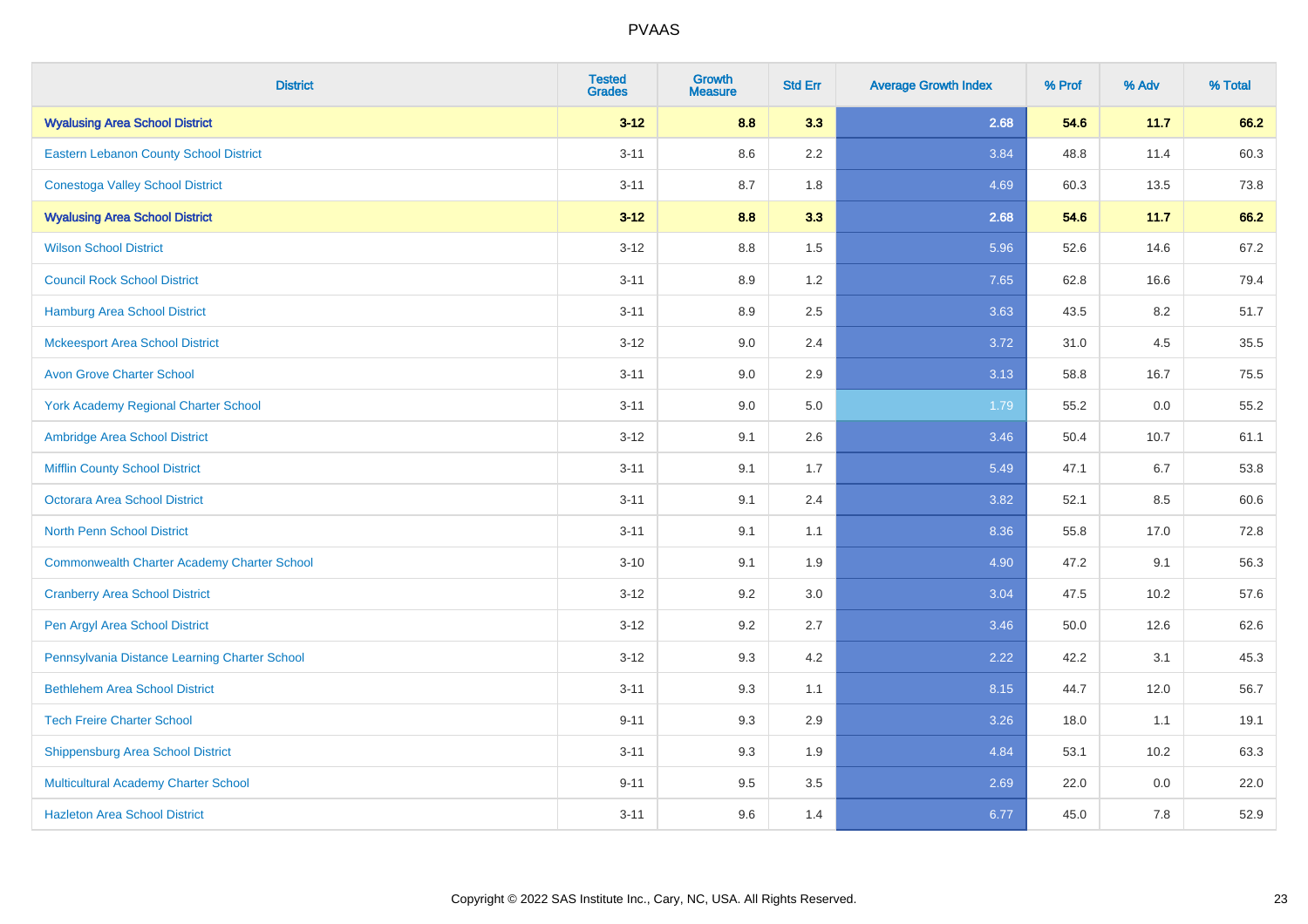PVAAS

| District | Tested Grades | Growth Measure | Std Err | Average Growth Index | % Prof | % Adv | % Total |
|---|---|---|---|---|---|---|---|
| **Wyalusing Area School District** | **3-12** | **8.8** | **3.3** | **2.68** | **54.6** | **11.7** | **66.2** |
| Eastern Lebanon County School District | 3-11 | 8.6 | 2.2 | 3.84 | 48.8 | 11.4 | 60.3 |
| Conestoga Valley School District | 3-11 | 8.7 | 1.8 | 4.69 | 60.3 | 13.5 | 73.8 |
| **Wyalusing Area School District** | **3-12** | **8.8** | **3.3** | **2.68** | **54.6** | **11.7** | **66.2** |
| Wilson School District | 3-12 | 8.8 | 1.5 | 5.96 | 52.6 | 14.6 | 67.2 |
| Council Rock School District | 3-11 | 8.9 | 1.2 | 7.65 | 62.8 | 16.6 | 79.4 |
| Hamburg Area School District | 3-11 | 8.9 | 2.5 | 3.63 | 43.5 | 8.2 | 51.7 |
| Mckeesport Area School District | 3-12 | 9.0 | 2.4 | 3.72 | 31.0 | 4.5 | 35.5 |
| Avon Grove Charter School | 3-11 | 9.0 | 2.9 | 3.13 | 58.8 | 16.7 | 75.5 |
| York Academy Regional Charter School | 3-11 | 9.0 | 5.0 | 1.79 | 55.2 | 0.0 | 55.2 |
| Ambridge Area School District | 3-12 | 9.1 | 2.6 | 3.46 | 50.4 | 10.7 | 61.1 |
| Mifflin County School District | 3-11 | 9.1 | 1.7 | 5.49 | 47.1 | 6.7 | 53.8 |
| Octorara Area School District | 3-11 | 9.1 | 2.4 | 3.82 | 52.1 | 8.5 | 60.6 |
| North Penn School District | 3-11 | 9.1 | 1.1 | 8.36 | 55.8 | 17.0 | 72.8 |
| Commonwealth Charter Academy Charter School | 3-10 | 9.1 | 1.9 | 4.90 | 47.2 | 9.1 | 56.3 |
| Cranberry Area School District | 3-12 | 9.2 | 3.0 | 3.04 | 47.5 | 10.2 | 57.6 |
| Pen Argyl Area School District | 3-12 | 9.2 | 2.7 | 3.46 | 50.0 | 12.6 | 62.6 |
| Pennsylvania Distance Learning Charter School | 3-12 | 9.3 | 4.2 | 2.22 | 42.2 | 3.1 | 45.3 |
| Bethlehem Area School District | 3-11 | 9.3 | 1.1 | 8.15 | 44.7 | 12.0 | 56.7 |
| Tech Freire Charter School | 9-11 | 9.3 | 2.9 | 3.26 | 18.0 | 1.1 | 19.1 |
| Shippensburg Area School District | 3-11 | 9.3 | 1.9 | 4.84 | 53.1 | 10.2 | 63.3 |
| Multicultural Academy Charter School | 9-11 | 9.5 | 3.5 | 2.69 | 22.0 | 0.0 | 22.0 |
| Hazleton Area School District | 3-11 | 9.6 | 1.4 | 6.77 | 45.0 | 7.8 | 52.9 |

Copyright © 2022 SAS Institute Inc., Cary, NC, USA. All Rights Reserved.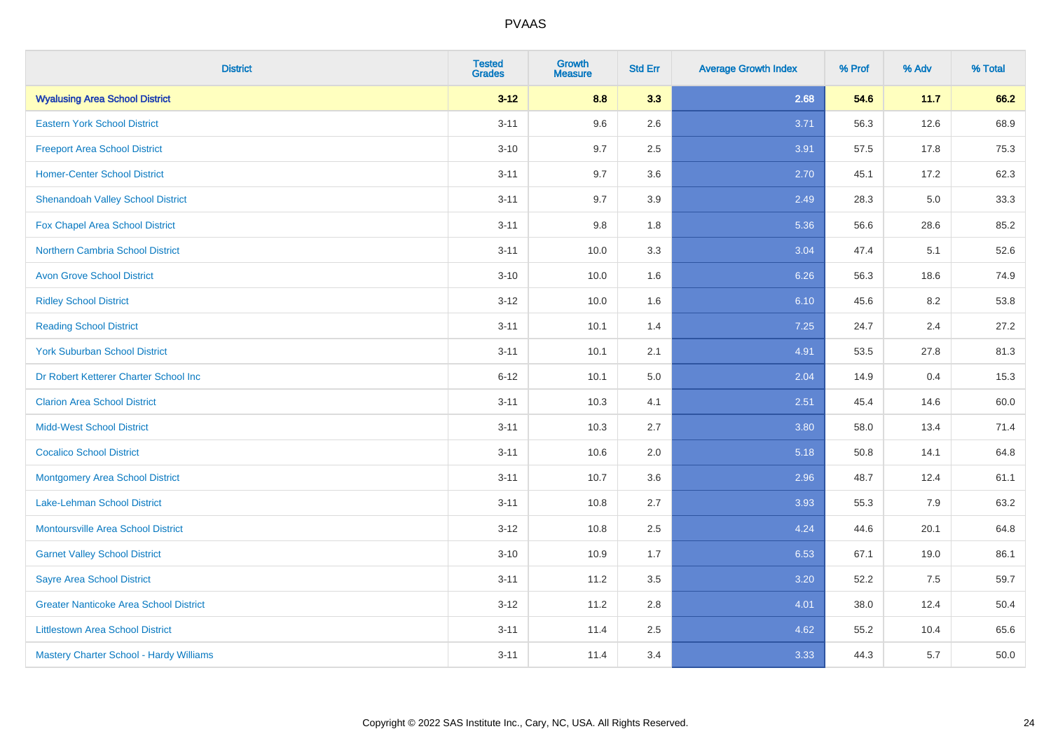# PVAAS

| District | Tested Grades | Growth Measure | Std Err | Average Growth Index | % Prof | % Adv | % Total |
|---|---|---|---|---|---|---|---|
| **Wyalusing Area School District** | **3-12** | **8.8** | **3.3** | **2.68** | **54.6** | **11.7** | **66.2** |
| Eastern York School District | 3-11 | 9.6 | 2.6 | 3.71 | 56.3 | 12.6 | 68.9 |
| Freeport Area School District | 3-10 | 9.7 | 2.5 | 3.91 | 57.5 | 17.8 | 75.3 |
| Homer-Center School District | 3-11 | 9.7 | 3.6 | 2.70 | 45.1 | 17.2 | 62.3 |
| Shenandoah Valley School District | 3-11 | 9.7 | 3.9 | 2.49 | 28.3 | 5.0 | 33.3 |
| Fox Chapel Area School District | 3-11 | 9.8 | 1.8 | 5.36 | 56.6 | 28.6 | 85.2 |
| Northern Cambria School District | 3-11 | 10.0 | 3.3 | 3.04 | 47.4 | 5.1 | 52.6 |
| Avon Grove School District | 3-10 | 10.0 | 1.6 | 6.26 | 56.3 | 18.6 | 74.9 |
| Ridley School District | 3-12 | 10.0 | 1.6 | 6.10 | 45.6 | 8.2 | 53.8 |
| Reading School District | 3-11 | 10.1 | 1.4 | 7.25 | 24.7 | 2.4 | 27.2 |
| York Suburban School District | 3-11 | 10.1 | 2.1 | 4.91 | 53.5 | 27.8 | 81.3 |
| Dr Robert Ketterer Charter School Inc | 6-12 | 10.1 | 5.0 | 2.04 | 14.9 | 0.4 | 15.3 |
| Clarion Area School District | 3-11 | 10.3 | 4.1 | 2.51 | 45.4 | 14.6 | 60.0 |
| Midd-West School District | 3-11 | 10.3 | 2.7 | 3.80 | 58.0 | 13.4 | 71.4 |
| Cocalico School District | 3-11 | 10.6 | 2.0 | 5.18 | 50.8 | 14.1 | 64.8 |
| Montgomery Area School District | 3-11 | 10.7 | 3.6 | 2.96 | 48.7 | 12.4 | 61.1 |
| Lake-Lehman School District | 3-11 | 10.8 | 2.7 | 3.93 | 55.3 | 7.9 | 63.2 |
| Montoursville Area School District | 3-12 | 10.8 | 2.5 | 4.24 | 44.6 | 20.1 | 64.8 |
| Garnet Valley School District | 3-10 | 10.9 | 1.7 | 6.53 | 67.1 | 19.0 | 86.1 |
| Sayre Area School District | 3-11 | 11.2 | 3.5 | 3.20 | 52.2 | 7.5 | 59.7 |
| Greater Nanticoke Area School District | 3-12 | 11.2 | 2.8 | 4.01 | 38.0 | 12.4 | 50.4 |
| Littlestown Area School District | 3-11 | 11.4 | 2.5 | 4.62 | 55.2 | 10.4 | 65.6 |
| Mastery Charter School - Hardy Williams | 3-11 | 11.4 | 3.4 | 3.33 | 44.3 | 5.7 | 50.0 |

Copyright © 2022 SAS Institute Inc., Cary, NC, USA. All Rights Reserved.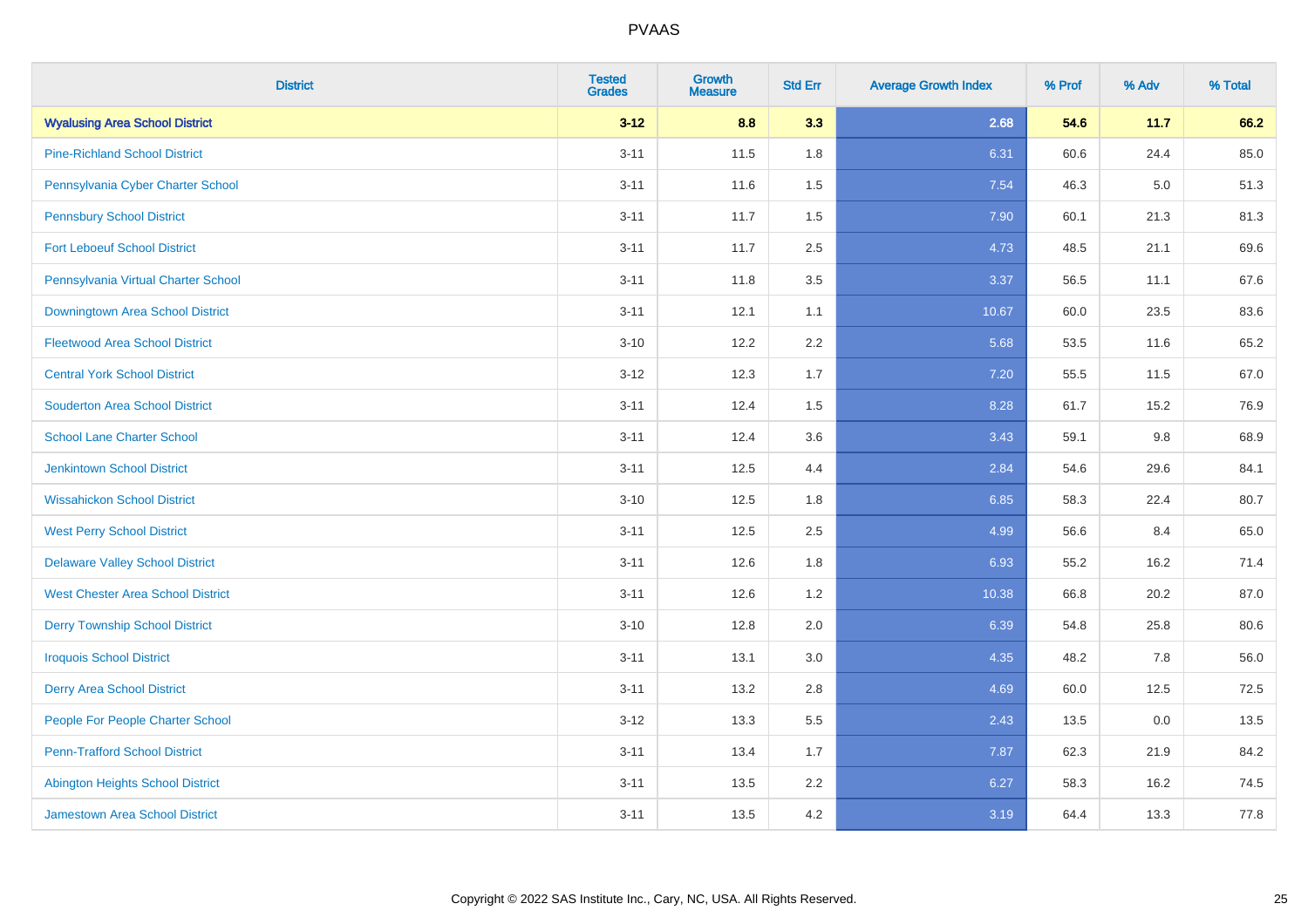# PVAAS

| District | Tested Grades | Growth Measure | Std Err | Average Growth Index | % Prof | % Adv | % Total |
|---|---|---|---|---|---|---|---|
| **Wyalusing Area School District** | **3-12** | **8.8** | **3.3** | **2.68** | **54.6** | **11.7** | **66.2** |
| Pine-Richland School District | 3-11 | 11.5 | 1.8 | 6.31 | 60.6 | 24.4 | 85.0 |
| Pennsylvania Cyber Charter School | 3-11 | 11.6 | 1.5 | 7.54 | 46.3 | 5.0 | 51.3 |
| Pennsbury School District | 3-11 | 11.7 | 1.5 | 7.90 | 60.1 | 21.3 | 81.3 |
| Fort Leboeuf School District | 3-11 | 11.7 | 2.5 | 4.73 | 48.5 | 21.1 | 69.6 |
| Pennsylvania Virtual Charter School | 3-11 | 11.8 | 3.5 | 3.37 | 56.5 | 11.1 | 67.6 |
| Downingtown Area School District | 3-11 | 12.1 | 1.1 | 10.67 | 60.0 | 23.5 | 83.6 |
| Fleetwood Area School District | 3-10 | 12.2 | 2.2 | 5.68 | 53.5 | 11.6 | 65.2 |
| Central York School District | 3-12 | 12.3 | 1.7 | 7.20 | 55.5 | 11.5 | 67.0 |
| Souderton Area School District | 3-11 | 12.4 | 1.5 | 8.28 | 61.7 | 15.2 | 76.9 |
| School Lane Charter School | 3-11 | 12.4 | 3.6 | 3.43 | 59.1 | 9.8 | 68.9 |
| Jenkintown School District | 3-11 | 12.5 | 4.4 | 2.84 | 54.6 | 29.6 | 84.1 |
| Wissahickon School District | 3-10 | 12.5 | 1.8 | 6.85 | 58.3 | 22.4 | 80.7 |
| West Perry School District | 3-11 | 12.5 | 2.5 | 4.99 | 56.6 | 8.4 | 65.0 |
| Delaware Valley School District | 3-11 | 12.6 | 1.8 | 6.93 | 55.2 | 16.2 | 71.4 |
| West Chester Area School District | 3-11 | 12.6 | 1.2 | 10.38 | 66.8 | 20.2 | 87.0 |
| Derry Township School District | 3-10 | 12.8 | 2.0 | 6.39 | 54.8 | 25.8 | 80.6 |
| Iroquois School District | 3-11 | 13.1 | 3.0 | 4.35 | 48.2 | 7.8 | 56.0 |
| Derry Area School District | 3-11 | 13.2 | 2.8 | 4.69 | 60.0 | 12.5 | 72.5 |
| People For People Charter School | 3-12 | 13.3 | 5.5 | 2.43 | 13.5 | 0.0 | 13.5 |
| Penn-Trafford School District | 3-11 | 13.4 | 1.7 | 7.87 | 62.3 | 21.9 | 84.2 |
| Abington Heights School District | 3-11 | 13.5 | 2.2 | 6.27 | 58.3 | 16.2 | 74.5 |
| Jamestown Area School District | 3-11 | 13.5 | 4.2 | 3.19 | 64.4 | 13.3 | 77.8 |

Copyright © 2022 SAS Institute Inc., Cary, NC, USA. All Rights Reserved.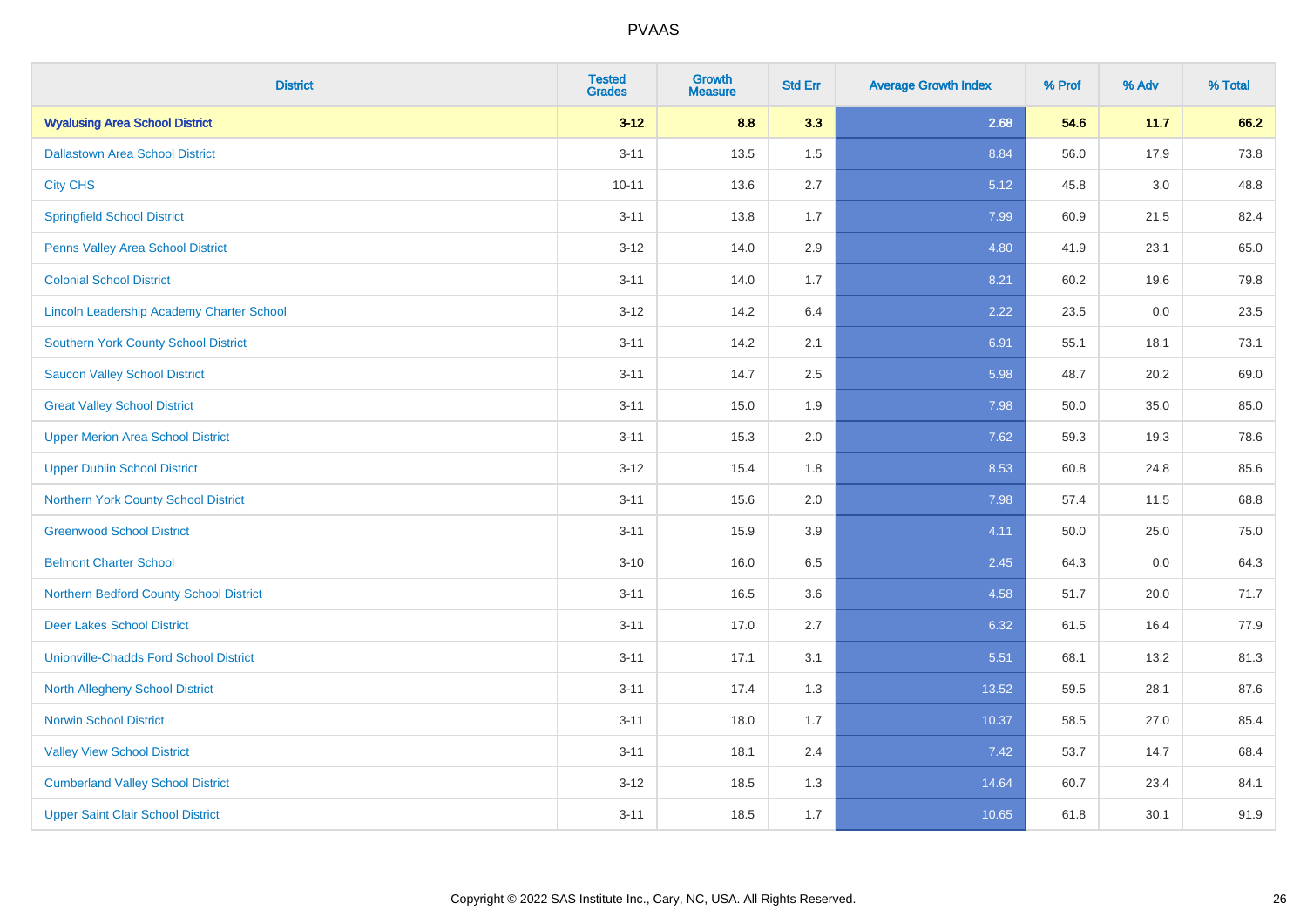| District | Tested Grades | Growth Measure | Std Err | Average Growth Index | % Prof | % Adv | % Total |
|---|---|---|---|---|---|---|---|
| **Wyalusing Area School District** | **3-12** | **8.8** | **3.3** | **2.68** | **54.6** | **11.7** | **66.2** |
| Dallastown Area School District | 3-11 | 13.5 | 1.5 | 8.84 | 56.0 | 17.9 | 73.8 |
| City CHS | 10-11 | 13.6 | 2.7 | 5.12 | 45.8 | 3.0 | 48.8 |
| Springfield School District | 3-11 | 13.8 | 1.7 | 7.99 | 60.9 | 21.5 | 82.4 |
| Penns Valley Area School District | 3-12 | 14.0 | 2.9 | 4.80 | 41.9 | 23.1 | 65.0 |
| Colonial School District | 3-11 | 14.0 | 1.7 | 8.21 | 60.2 | 19.6 | 79.8 |
| Lincoln Leadership Academy Charter School | 3-12 | 14.2 | 6.4 | 2.22 | 23.5 | 0.0 | 23.5 |
| Southern York County School District | 3-11 | 14.2 | 2.1 | 6.91 | 55.1 | 18.1 | 73.1 |
| Saucon Valley School District | 3-11 | 14.7 | 2.5 | 5.98 | 48.7 | 20.2 | 69.0 |
| Great Valley School District | 3-11 | 15.0 | 1.9 | 7.98 | 50.0 | 35.0 | 85.0 |
| Upper Merion Area School District | 3-11 | 15.3 | 2.0 | 7.62 | 59.3 | 19.3 | 78.6 |
| Upper Dublin School District | 3-12 | 15.4 | 1.8 | 8.53 | 60.8 | 24.8 | 85.6 |
| Northern York County School District | 3-11 | 15.6 | 2.0 | 7.98 | 57.4 | 11.5 | 68.8 |
| Greenwood School District | 3-11 | 15.9 | 3.9 | 4.11 | 50.0 | 25.0 | 75.0 |
| Belmont Charter School | 3-10 | 16.0 | 6.5 | 2.45 | 64.3 | 0.0 | 64.3 |
| Northern Bedford County School District | 3-11 | 16.5 | 3.6 | 4.58 | 51.7 | 20.0 | 71.7 |
| Deer Lakes School District | 3-11 | 17.0 | 2.7 | 6.32 | 61.5 | 16.4 | 77.9 |
| Unionville-Chadds Ford School District | 3-11 | 17.1 | 3.1 | 5.51 | 68.1 | 13.2 | 81.3 |
| North Allegheny School District | 3-11 | 17.4 | 1.3 | 13.52 | 59.5 | 28.1 | 87.6 |
| Norwin School District | 3-11 | 18.0 | 1.7 | 10.37 | 58.5 | 27.0 | 85.4 |
| Valley View School District | 3-11 | 18.1 | 2.4 | 7.42 | 53.7 | 14.7 | 68.4 |
| Cumberland Valley School District | 3-12 | 18.5 | 1.3 | 14.64 | 60.7 | 23.4 | 84.1 |
| Upper Saint Clair School District | 3-11 | 18.5 | 1.7 | 10.65 | 61.8 | 30.1 | 91.9 |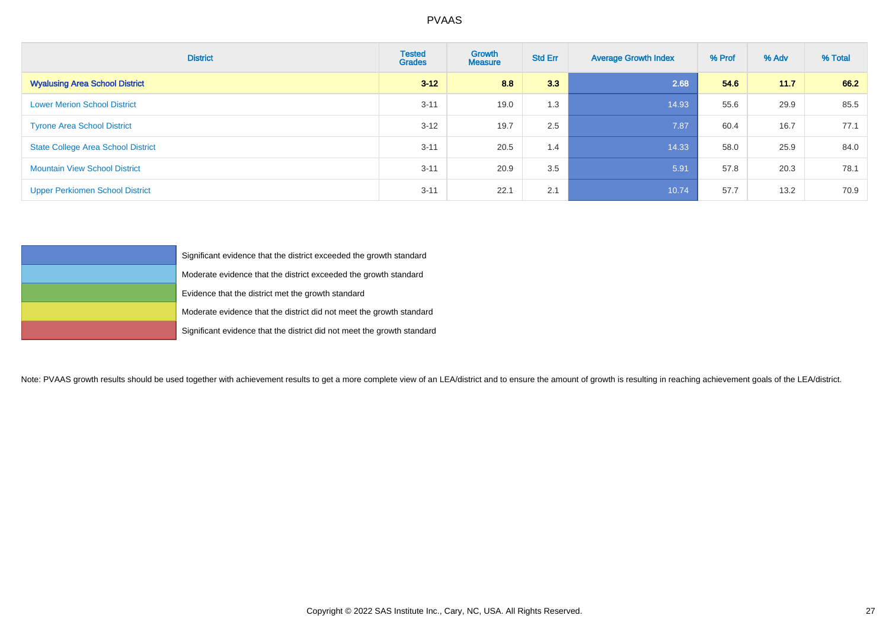PVAAS

| District | Tested Grades | Growth Measure | Std Err | Average Growth Index | % Prof | % Adv | % Total |
|---|---|---|---|---|---|---|---|
| **Wyalusing Area School District** | **3-12** | **8.8** | **3.3** | **2.68** | **54.6** | **11.7** | **66.2** |
| Lower Merion School District | 3-11 | 19.0 | 1.3 | 14.93 | 55.6 | 29.9 | 85.5 |
| Tyrone Area School District | 3-12 | 19.7 | 2.5 | 7.87 | 60.4 | 16.7 | 77.1 |
| State College Area School District | 3-11 | 20.5 | 1.4 | 14.33 | 58.0 | 25.9 | 84.0 |
| Mountain View School District | 3-11 | 20.9 | 3.5 | 5.91 | 57.8 | 20.3 | 78.1 |
| Upper Perkiomen School District | 3-11 | 22.1 | 2.1 | 10.74 | 57.7 | 13.2 | 70.9 |

Significant evidence that the district exceeded the growth standard

Moderate evidence that the district exceeded the growth standard

Evidence that the district met the growth standard

Moderate evidence that the district did not meet the growth standard

Significant evidence that the district did not meet the growth standard

Note: PVAAS growth results should be used together with achievement results to get a more complete view of an LEA/district and to ensure the amount of growth is resulting in reaching achievement goals of the LEA/district.

Copyright © 2022 SAS Institute Inc., Cary, NC, USA. All Rights Reserved.